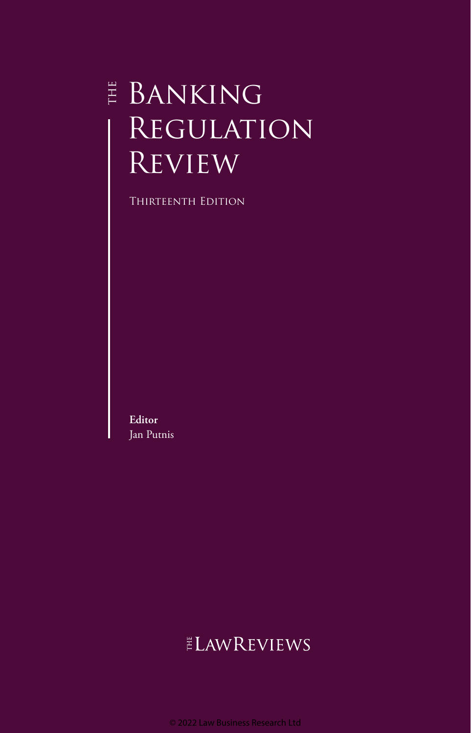# The Banking Regulation Review

Thirteenth Edition

**Editor**
Jan Putnis

THE LAWREVIEWS

© 2022 Law Business Research Ltd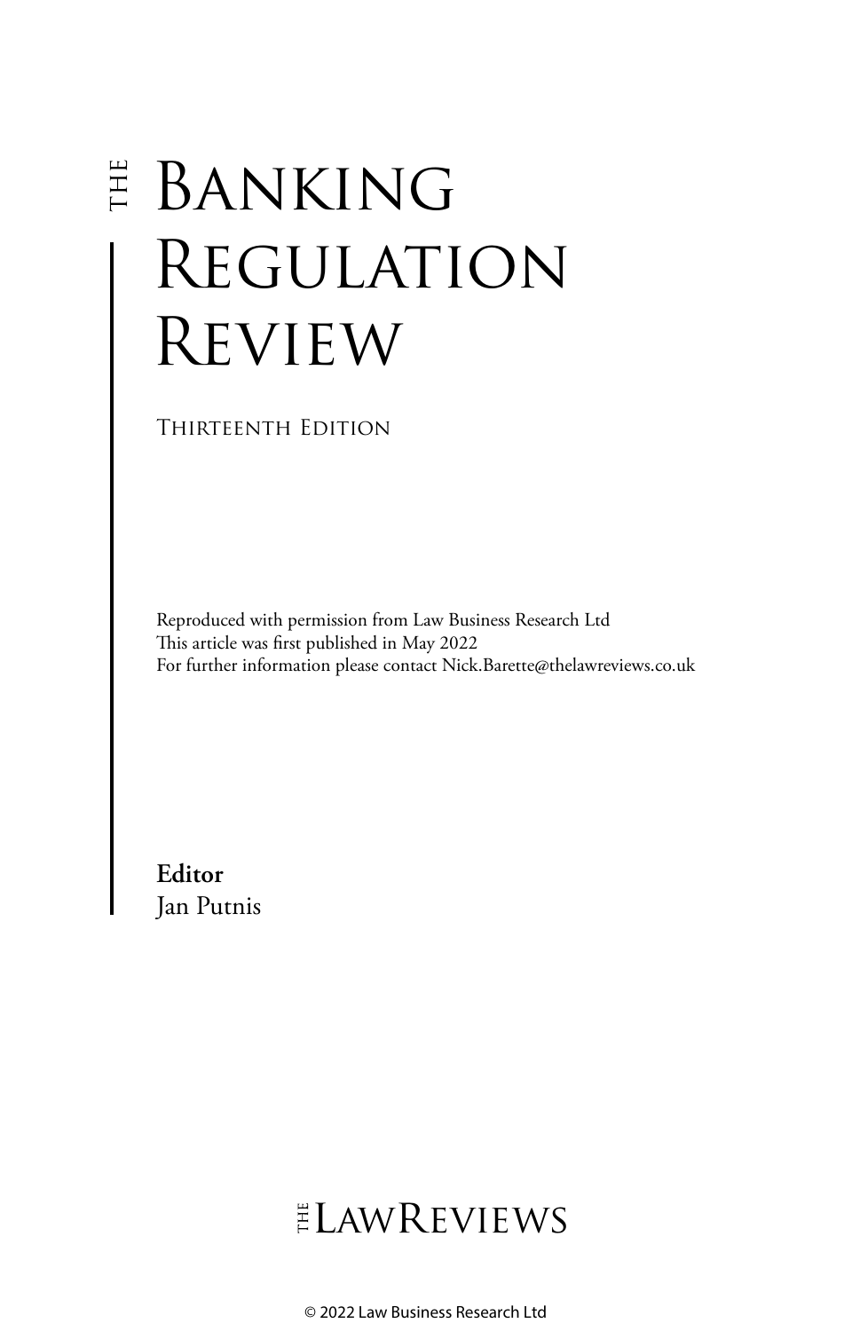# The Banking Regulation Review

Thirteenth Edition

Reproduced with permission from Law Business Research Ltd
This article was first published in May 2022
For further information please contact Nick.Barette@thelawreviews.co.uk

**Editor**
Jan Putnis

The Law Reviews

© 2022 Law Business Research Ltd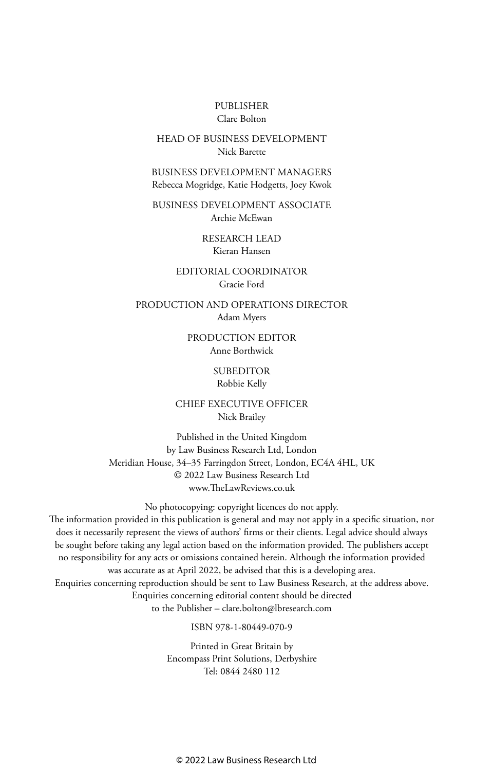PUBLISHER
Clare Bolton

HEAD OF BUSINESS DEVELOPMENT
Nick Barette

BUSINESS DEVELOPMENT MANAGERS
Rebecca Mogridge, Katie Hodgetts, Joey Kwok

BUSINESS DEVELOPMENT ASSOCIATE
Archie McEwan

RESEARCH LEAD
Kieran Hansen

EDITORIAL COORDINATOR
Gracie Ford

PRODUCTION AND OPERATIONS DIRECTOR
Adam Myers

PRODUCTION EDITOR
Anne Borthwick

SUBEDITOR
Robbie Kelly

CHIEF EXECUTIVE OFFICER
Nick Brailey

Published in the United Kingdom
by Law Business Research Ltd, London
Meridian House, 34–35 Farringdon Street, London, EC4A 4HL, UK
© 2022 Law Business Research Ltd
www.TheLawReviews.co.uk

No photocopying: copyright licences do not apply.
The information provided in this publication is general and may not apply in a specific situation, nor does it necessarily represent the views of authors' firms or their clients. Legal advice should always be sought before taking any legal action based on the information provided. The publishers accept no responsibility for any acts or omissions contained herein. Although the information provided was accurate as at April 2022, be advised that this is a developing area.
Enquiries concerning reproduction should be sent to Law Business Research, at the address above.
Enquiries concerning editorial content should be directed to the Publisher – clare.bolton@lbresearch.com

ISBN 978-1-80449-070-9

Printed in Great Britain by
Encompass Print Solutions, Derbyshire
Tel: 0844 2480 112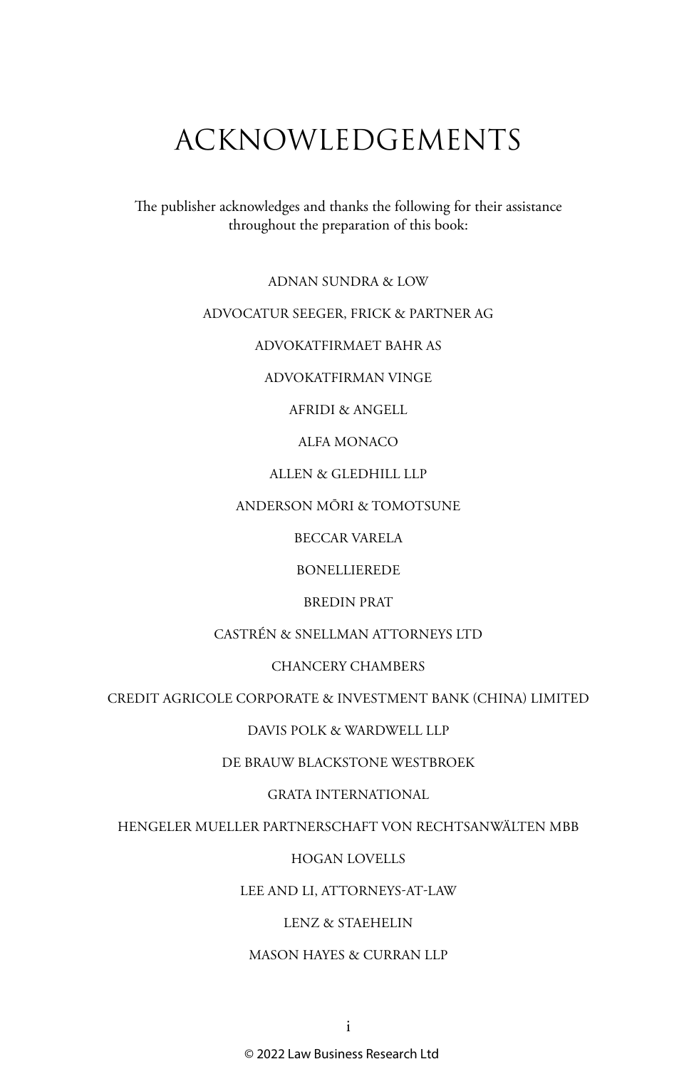# ACKNOWLEDGEMENTS

The publisher acknowledges and thanks the following for their assistance throughout the preparation of this book:

ADNAN SUNDRA & LOW

ADVOCATUR SEEGER, FRICK & PARTNER AG

ADVOKATFIRMAET BAHR AS

ADVOKATFIRMAN VINGE

AFRIDI & ANGELL

ALFA MONACO

ALLEN & GLEDHILL LLP

ANDERSON MŌRI & TOMOTSUNE

BECCAR VARELA

BONELLIEREDE

BREDIN PRAT

CASTRÉN & SNELLMAN ATTORNEYS LTD

CHANCERY CHAMBERS

CREDIT AGRICOLE CORPORATE & INVESTMENT BANK (CHINA) LIMITED

DAVIS POLK & WARDWELL LLP

DE BRAUW BLACKSTONE WESTBROEK

GRATA INTERNATIONAL

HENGELER MUELLER PARTNERSCHAFT VON RECHTSANWÄLTEN MBB

HOGAN LOVELLS

LEE AND LI, ATTORNEYS-AT-LAW

LENZ & STAEHELIN

MASON HAYES & CURRAN LLP

© 2022 Law Business Research Ltd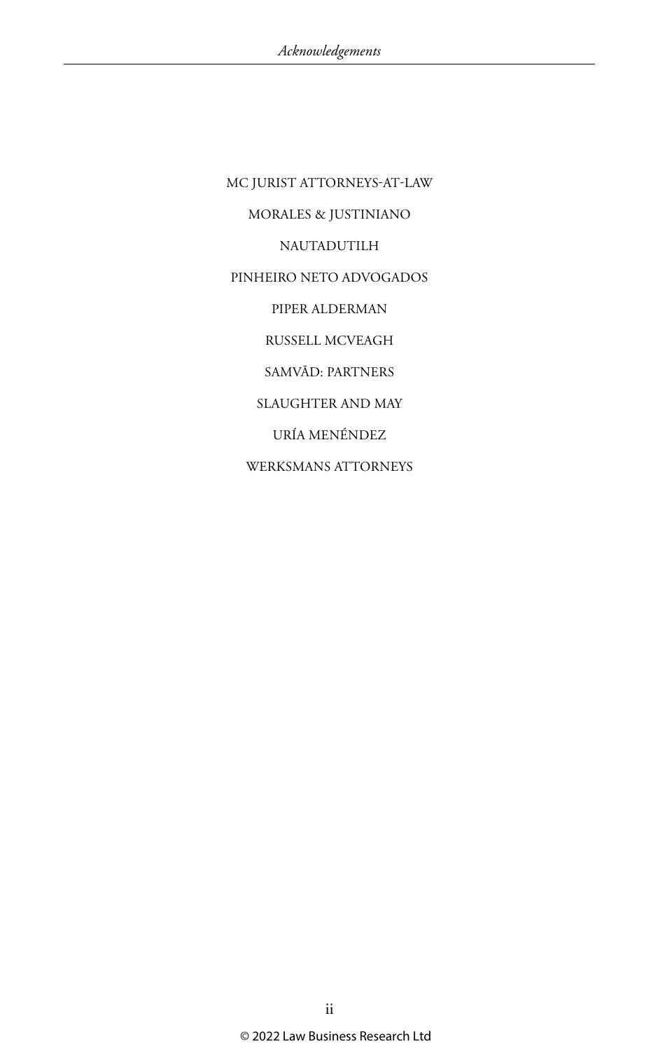MC JURIST ATTORNEYS-AT-LAW

MORALES & JUSTINIANO

NAUTADUTILH

PINHEIRO NETO ADVOGADOS

PIPER ALDERMAN

RUSSELL MCVEAGH

SAMVĀD: PARTNERS

SLAUGHTER AND MAY

URÍA MENÉNDEZ

WERKSMANS ATTORNEYS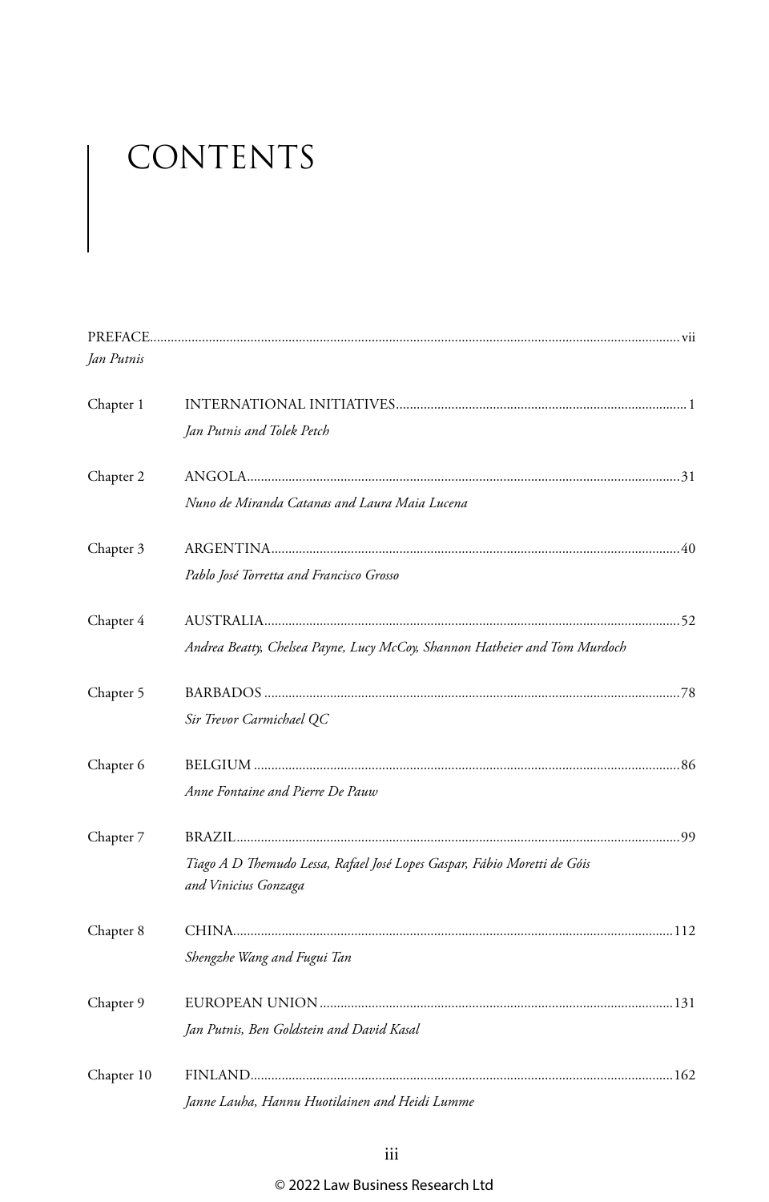# CONTENTS

PREFACE........................................................................................................................vii
*Jan Putnis*

Chapter 1 INTERNATIONAL INITIATIVES........................................................................1
*Jan Putnis and Tolek Petch*

Chapter 2 ANGOLA...........................................................................................................31
*Nuno de Miranda Catanas and Laura Maia Lucena*

Chapter 3 ARGENTINA.....................................................................................................40
*Pablo José Torretta and Francisco Grosso*

Chapter 4 AUSTRALIA.......................................................................................................52
*Andrea Beatty, Chelsea Payne, Lucy McCoy, Shannon Hatheier and Tom Murdoch*

Chapter 5 BARBADOS.......................................................................................................78
*Sir Trevor Carmichael QC*

Chapter 6 BELGIUM.........................................................................................................86
*Anne Fontaine and Pierre De Pauw*

Chapter 7 BRAZIL..............................................................................................................99
*Tiago A D Themudo Lessa, Rafael José Lopes Gaspar, Fábio Moretti de Góis and Vinicius Gonzaga*

Chapter 8 CHINA.............................................................................................................112
*Shengzhe Wang and Fugui Tan*

Chapter 9 EUROPEAN UNION.......................................................................................131
*Jan Putnis, Ben Goldstein and David Kasal*

Chapter 10 FINLAND.......................................................................................................162
*Janne Lauha, Hannu Huotilainen and Heidi Lumme*

© 2022 Law Business Research Ltd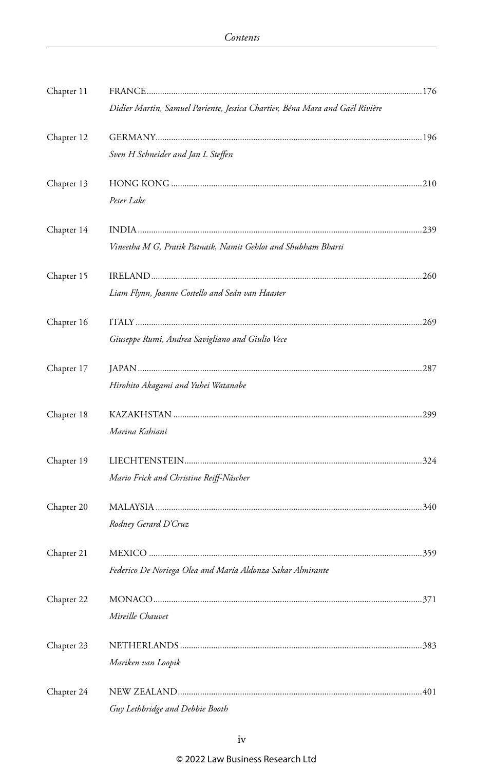Chapter 11 FRANCE ........................................................................................................176

*Didier Martin, Samuel Pariente, Jessica Chartier, Béna Mara and Gaël Rivière*

Chapter 12 GERMANY ....................................................................................................196

*Sven H Schneider and Jan L Steffen*

Chapter 13 HONG KONG ................................................................................................210

*Peter Lake*

Chapter 14 INDIA ............................................................................................................239

*Vineetha M G, Pratik Patnaik, Namit Gehlot and Shubham Bharti*

Chapter 15 IRELAND .......................................................................................................260

*Liam Flynn, Joanne Costello and Seán van Haaster*

Chapter 16 ITALY .............................................................................................................269

*Giuseppe Rumi, Andrea Savigliano and Giulio Vece*

Chapter 17 JAPAN ............................................................................................................287

*Hirohito Akagami and Yuhei Watanabe*

Chapter 18 KAZAKHSTAN ..............................................................................................299

*Marina Kahiani*

Chapter 19 LIECHTENSTEIN ..........................................................................................324

*Mario Frick and Christine Reiff-Näscher*

Chapter 20 MALAYSIA .....................................................................................................340

*Rodney Gerard D'Cruz*

Chapter 21 MEXICO .........................................................................................................359

*Federico De Noriega Olea and María Aldonza Sakar Almirante*

Chapter 22 MONACO .......................................................................................................371

*Mireille Chauvet*

Chapter 23 NETHERLANDS ............................................................................................383

*Mariken van Loopik*

Chapter 24 NEW ZEALAND .............................................................................................401

*Guy Lethbridge and Debbie Booth*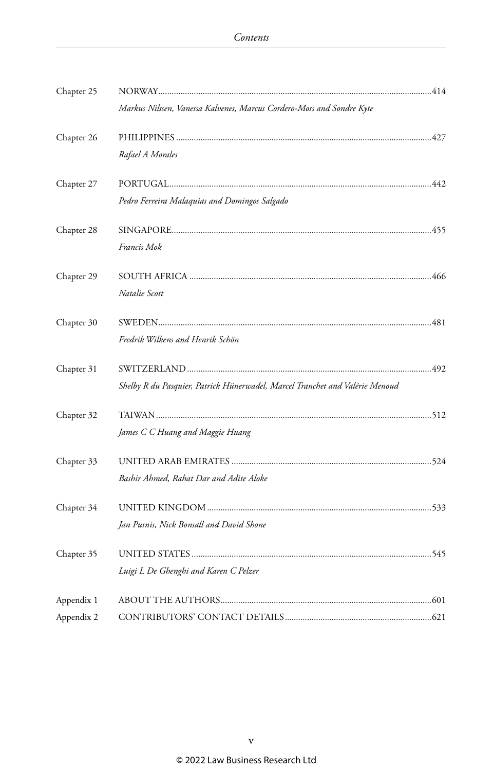| | |
|---|---|
| Chapter 25 | NORWAY .......... 414 |
| | *Markus Nilssen, Vanessa Kalvenes, Marcus Cordero-Moss and Sondre Kyte* |
| Chapter 26 | PHILIPPINES .......... 427 |
| | *Rafael A Morales* |
| Chapter 27 | PORTUGAL .......... 442 |
| | *Pedro Ferreira Malaquias and Domingos Salgado* |
| Chapter 28 | SINGAPORE .......... 455 |
| | *Francis Mok* |
| Chapter 29 | SOUTH AFRICA .......... 466 |
| | *Natalie Scott* |
| Chapter 30 | SWEDEN .......... 481 |
| | *Fredrik Wilkens and Henrik Schön* |
| Chapter 31 | SWITZERLAND .......... 492 |
| | *Shelby R du Pasquier, Patrick Hünerwadel, Marcel Tranchet and Valérie Menoud* |
| Chapter 32 | TAIWAN .......... 512 |
| | *James C C Huang and Maggie Huang* |
| Chapter 33 | UNITED ARAB EMIRATES .......... 524 |
| | *Bashir Ahmed, Rahat Dar and Adite Aloke* |
| Chapter 34 | UNITED KINGDOM .......... 533 |
| | *Jan Putnis, Nick Bonsall and David Shone* |
| Chapter 35 | UNITED STATES .......... 545 |
| | *Luigi L De Ghenghi and Karen C Pelzer* |
| Appendix 1 | ABOUT THE AUTHORS .......... 601 |
| Appendix 2 | CONTRIBUTORS' CONTACT DETAILS .......... 621 |

© 2022 Law Business Research Ltd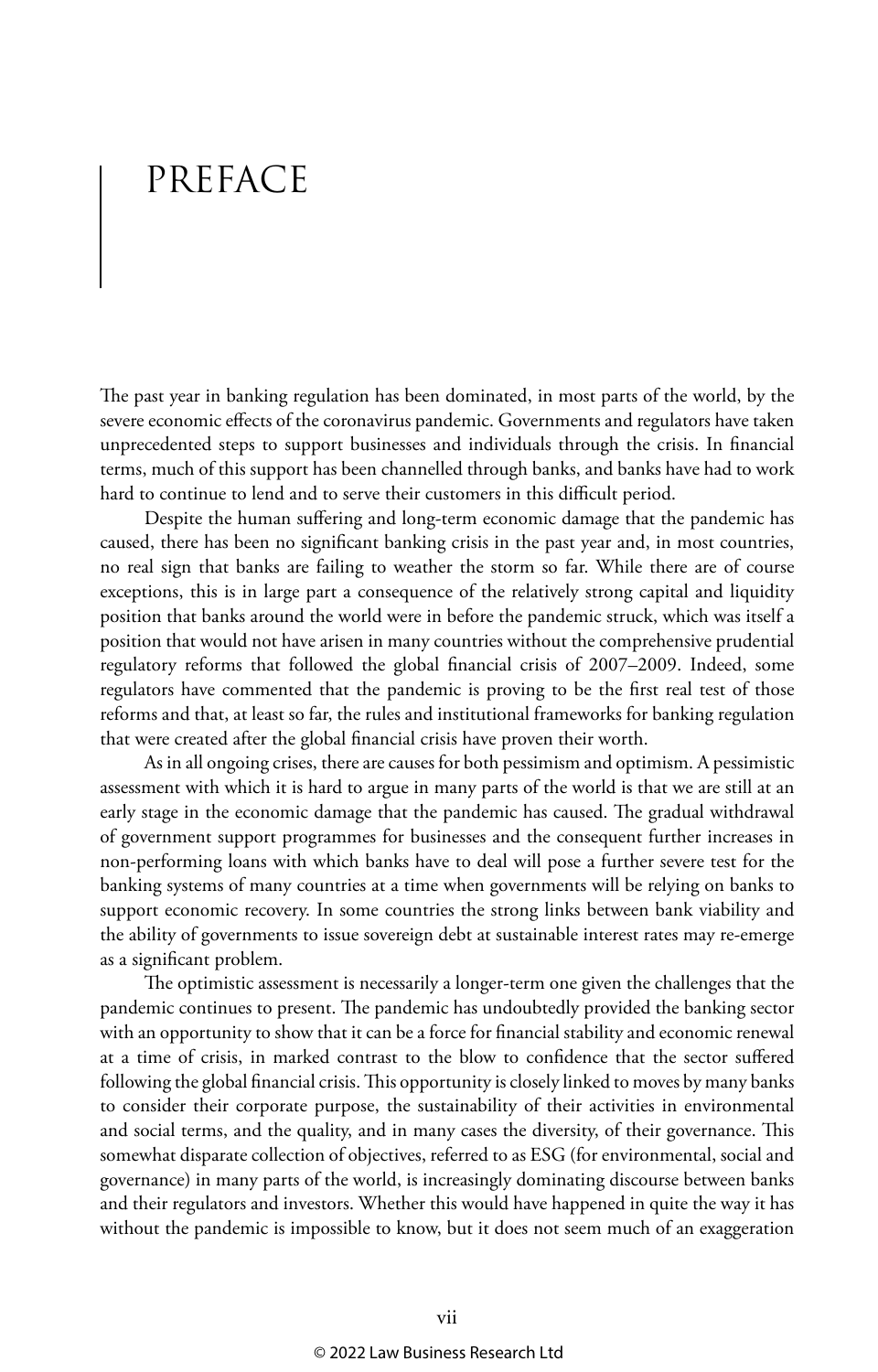# PREFACE

The past year in banking regulation has been dominated, in most parts of the world, by the severe economic effects of the coronavirus pandemic. Governments and regulators have taken unprecedented steps to support businesses and individuals through the crisis. In financial terms, much of this support has been channelled through banks, and banks have had to work hard to continue to lend and to serve their customers in this difficult period.

Despite the human suffering and long-term economic damage that the pandemic has caused, there has been no significant banking crisis in the past year and, in most countries, no real sign that banks are failing to weather the storm so far. While there are of course exceptions, this is in large part a consequence of the relatively strong capital and liquidity position that banks around the world were in before the pandemic struck, which was itself a position that would not have arisen in many countries without the comprehensive prudential regulatory reforms that followed the global financial crisis of 2007–2009. Indeed, some regulators have commented that the pandemic is proving to be the first real test of those reforms and that, at least so far, the rules and institutional frameworks for banking regulation that were created after the global financial crisis have proven their worth.

As in all ongoing crises, there are causes for both pessimism and optimism. A pessimistic assessment with which it is hard to argue in many parts of the world is that we are still at an early stage in the economic damage that the pandemic has caused. The gradual withdrawal of government support programmes for businesses and the consequent further increases in non-performing loans with which banks have to deal will pose a further severe test for the banking systems of many countries at a time when governments will be relying on banks to support economic recovery. In some countries the strong links between bank viability and the ability of governments to issue sovereign debt at sustainable interest rates may re-emerge as a significant problem.

The optimistic assessment is necessarily a longer-term one given the challenges that the pandemic continues to present. The pandemic has undoubtedly provided the banking sector with an opportunity to show that it can be a force for financial stability and economic renewal at a time of crisis, in marked contrast to the blow to confidence that the sector suffered following the global financial crisis. This opportunity is closely linked to moves by many banks to consider their corporate purpose, the sustainability of their activities in environmental and social terms, and the quality, and in many cases the diversity, of their governance. This somewhat disparate collection of objectives, referred to as ESG (for environmental, social and governance) in many parts of the world, is increasingly dominating discourse between banks and their regulators and investors. Whether this would have happened in quite the way it has without the pandemic is impossible to know, but it does not seem much of an exaggeration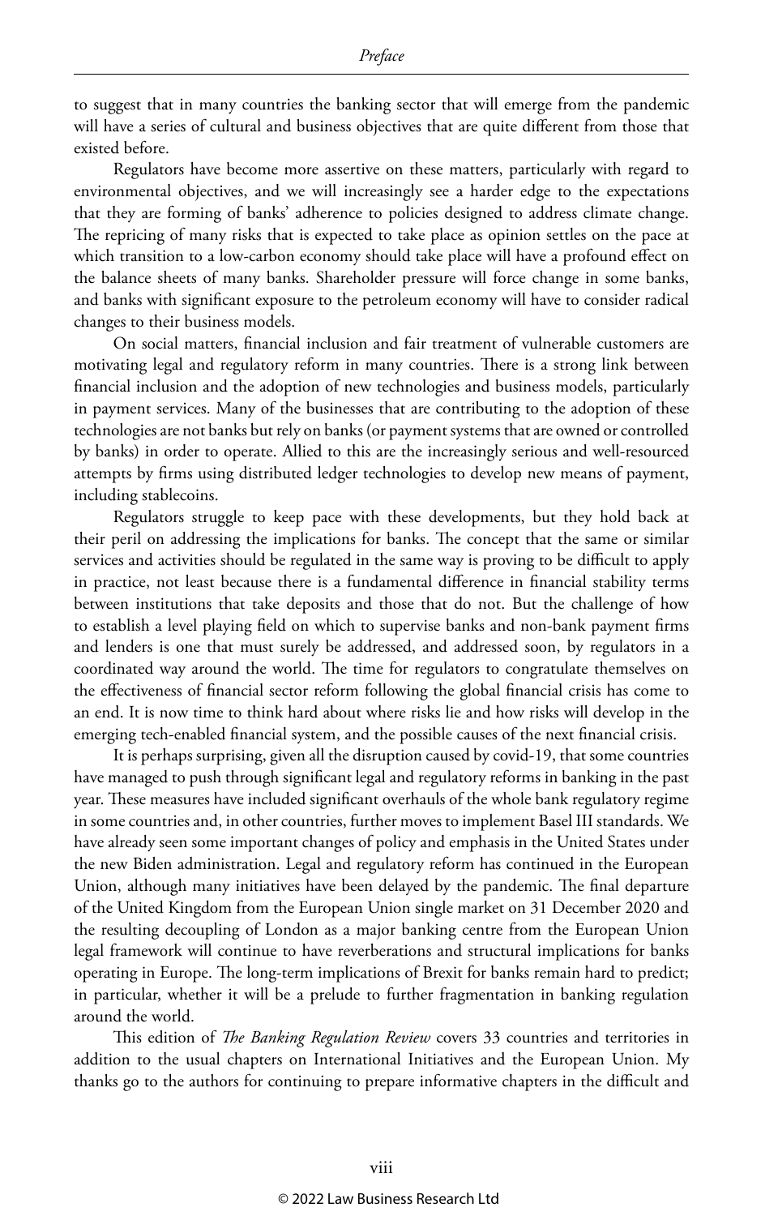to suggest that in many countries the banking sector that will emerge from the pandemic will have a series of cultural and business objectives that are quite different from those that existed before.

Regulators have become more assertive on these matters, particularly with regard to environmental objectives, and we will increasingly see a harder edge to the expectations that they are forming of banks' adherence to policies designed to address climate change. The repricing of many risks that is expected to take place as opinion settles on the pace at which transition to a low-carbon economy should take place will have a profound effect on the balance sheets of many banks. Shareholder pressure will force change in some banks, and banks with significant exposure to the petroleum economy will have to consider radical changes to their business models.

On social matters, financial inclusion and fair treatment of vulnerable customers are motivating legal and regulatory reform in many countries. There is a strong link between financial inclusion and the adoption of new technologies and business models, particularly in payment services. Many of the businesses that are contributing to the adoption of these technologies are not banks but rely on banks (or payment systems that are owned or controlled by banks) in order to operate. Allied to this are the increasingly serious and well-resourced attempts by firms using distributed ledger technologies to develop new means of payment, including stablecoins.

Regulators struggle to keep pace with these developments, but they hold back at their peril on addressing the implications for banks. The concept that the same or similar services and activities should be regulated in the same way is proving to be difficult to apply in practice, not least because there is a fundamental difference in financial stability terms between institutions that take deposits and those that do not. But the challenge of how to establish a level playing field on which to supervise banks and non-bank payment firms and lenders is one that must surely be addressed, and addressed soon, by regulators in a coordinated way around the world. The time for regulators to congratulate themselves on the effectiveness of financial sector reform following the global financial crisis has come to an end. It is now time to think hard about where risks lie and how risks will develop in the emerging tech-enabled financial system, and the possible causes of the next financial crisis.

It is perhaps surprising, given all the disruption caused by covid-19, that some countries have managed to push through significant legal and regulatory reforms in banking in the past year. These measures have included significant overhauls of the whole bank regulatory regime in some countries and, in other countries, further moves to implement Basel III standards. We have already seen some important changes of policy and emphasis in the United States under the new Biden administration. Legal and regulatory reform has continued in the European Union, although many initiatives have been delayed by the pandemic. The final departure of the United Kingdom from the European Union single market on 31 December 2020 and the resulting decoupling of London as a major banking centre from the European Union legal framework will continue to have reverberations and structural implications for banks operating in Europe. The long-term implications of Brexit for banks remain hard to predict; in particular, whether it will be a prelude to further fragmentation in banking regulation around the world.

This edition of *The Banking Regulation Review* covers 33 countries and territories in addition to the usual chapters on International Initiatives and the European Union. My thanks go to the authors for continuing to prepare informative chapters in the difficult and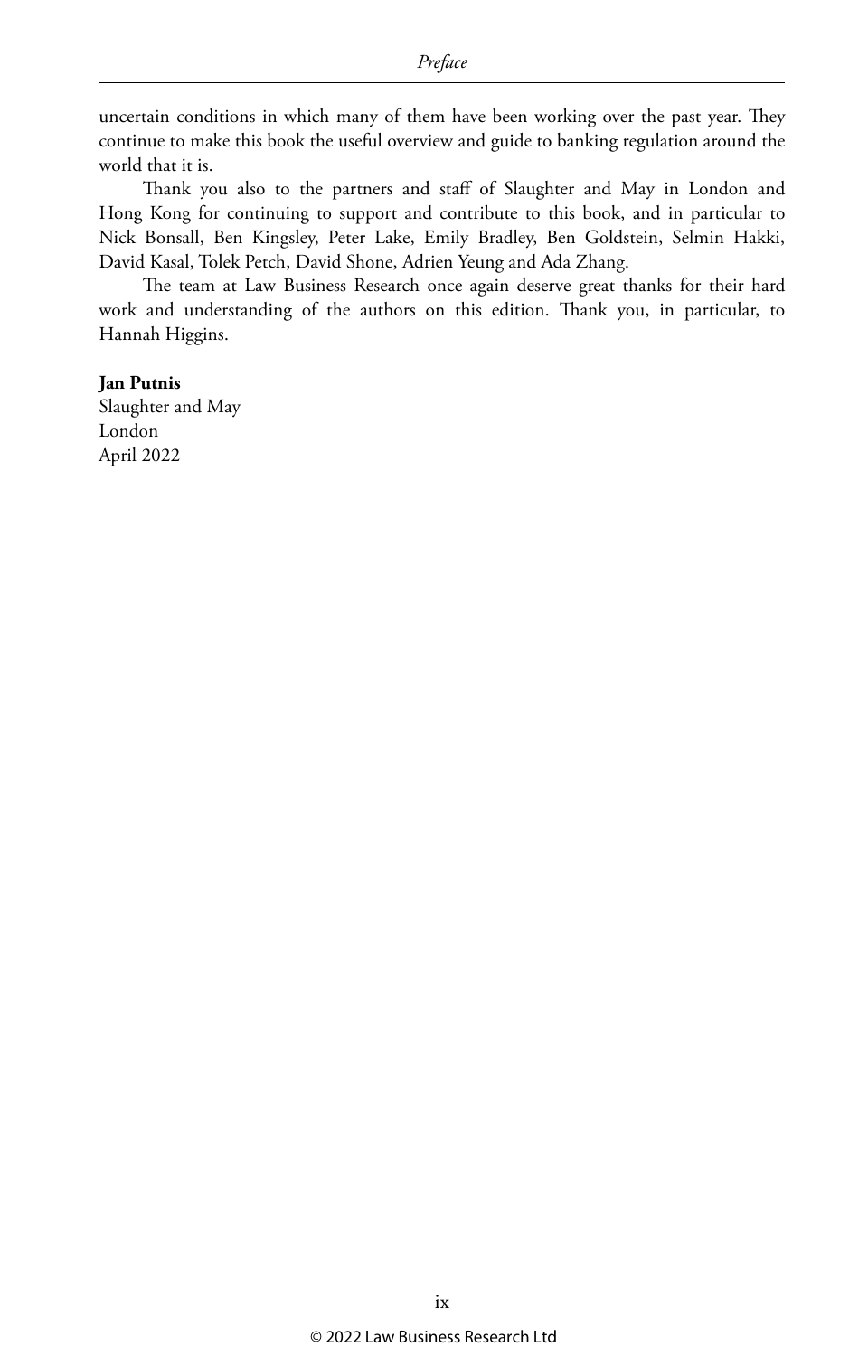uncertain conditions in which many of them have been working over the past year. They continue to make this book the useful overview and guide to banking regulation around the world that it is.

Thank you also to the partners and staff of Slaughter and May in London and Hong Kong for continuing to support and contribute to this book, and in particular to Nick Bonsall, Ben Kingsley, Peter Lake, Emily Bradley, Ben Goldstein, Selmin Hakki, David Kasal, Tolek Petch, David Shone, Adrien Yeung and Ada Zhang.

The team at Law Business Research once again deserve great thanks for their hard work and understanding of the authors on this edition. Thank you, in particular, to Hannah Higgins.

**Jan Putnis**
Slaughter and May
London
April 2022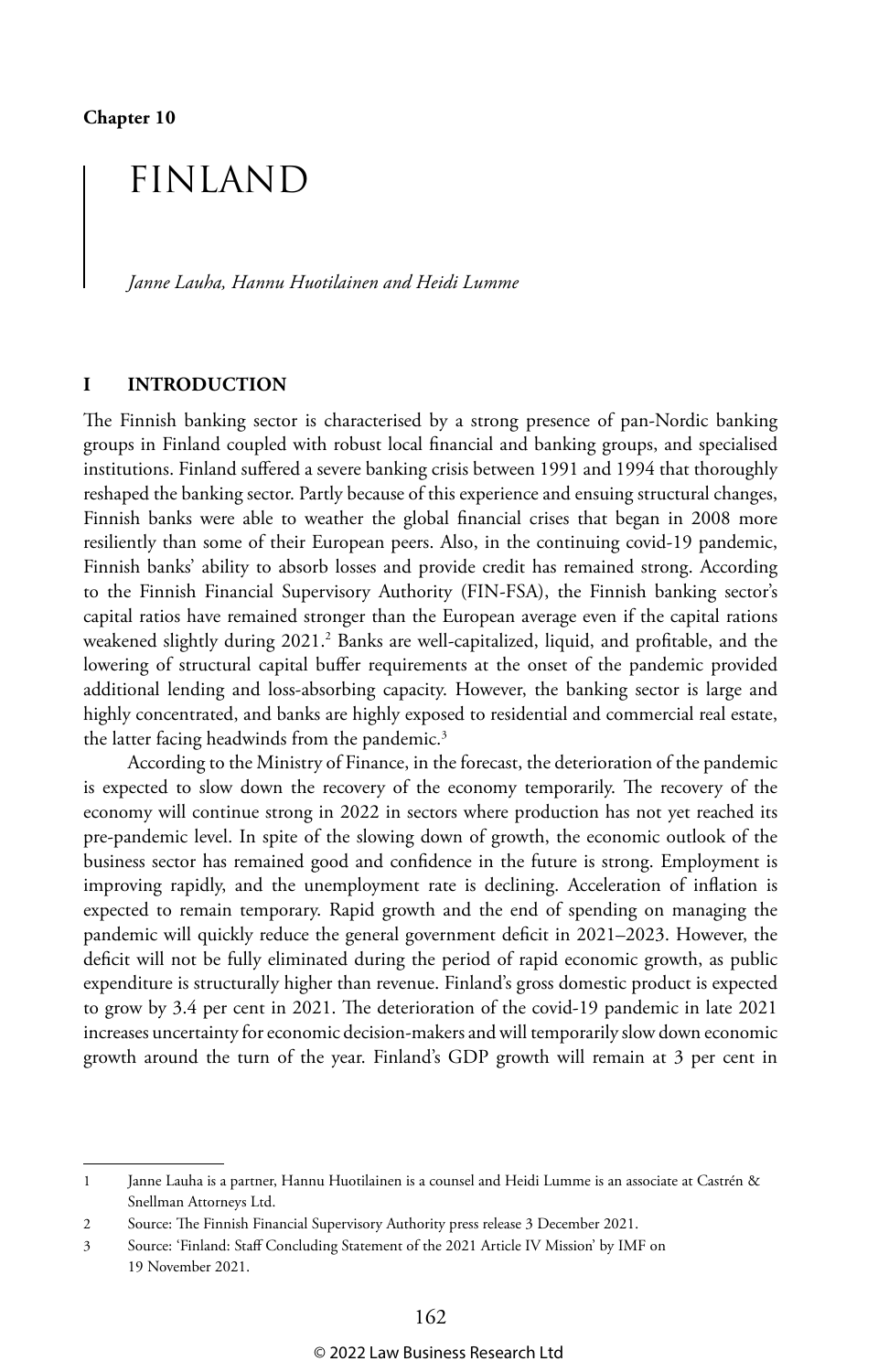Chapter 10

# FINLAND

*Janne Lauha, Hannu Huotilainen and Heidi Lumme*[1]

## I INTRODUCTION

The Finnish banking sector is characterised by a strong presence of pan-Nordic banking groups in Finland coupled with robust local financial and banking groups, and specialised institutions. Finland suffered a severe banking crisis between 1991 and 1994 that thoroughly reshaped the banking sector. Partly because of this experience and ensuing structural changes, Finnish banks were able to weather the global financial crises that began in 2008 more resiliently than some of their European peers. Also, in the continuing covid-19 pandemic, Finnish banks' ability to absorb losses and provide credit has remained strong. According to the Finnish Financial Supervisory Authority (FIN-FSA), the Finnish banking sector's capital ratios have remained stronger than the European average even if the capital rations weakened slightly during 2021.[2] Banks are well-capitalized, liquid, and profitable, and the lowering of structural capital buffer requirements at the onset of the pandemic provided additional lending and loss-absorbing capacity. However, the banking sector is large and highly concentrated, and banks are highly exposed to residential and commercial real estate, the latter facing headwinds from the pandemic.[3]

According to the Ministry of Finance, in the forecast, the deterioration of the pandemic is expected to slow down the recovery of the economy temporarily. The recovery of the economy will continue strong in 2022 in sectors where production has not yet reached its pre-pandemic level. In spite of the slowing down of growth, the economic outlook of the business sector has remained good and confidence in the future is strong. Employment is improving rapidly, and the unemployment rate is declining. Acceleration of inflation is expected to remain temporary. Rapid growth and the end of spending on managing the pandemic will quickly reduce the general government deficit in 2021–2023. However, the deficit will not be fully eliminated during the period of rapid economic growth, as public expenditure is structurally higher than revenue. Finland's gross domestic product is expected to grow by 3.4 per cent in 2021. The deterioration of the covid-19 pandemic in late 2021 increases uncertainty for economic decision-makers and will temporarily slow down economic growth around the turn of the year. Finland's GDP growth will remain at 3 per cent in

---

1 Janne Lauha is a partner, Hannu Huotilainen is a counsel and Heidi Lumme is an associate at Castrén & Snellman Attorneys Ltd.

2 Source: The Finnish Financial Supervisory Authority press release 3 December 2021.

3 Source: 'Finland: Staff Concluding Statement of the 2021 Article IV Mission' by IMF on 19 November 2021.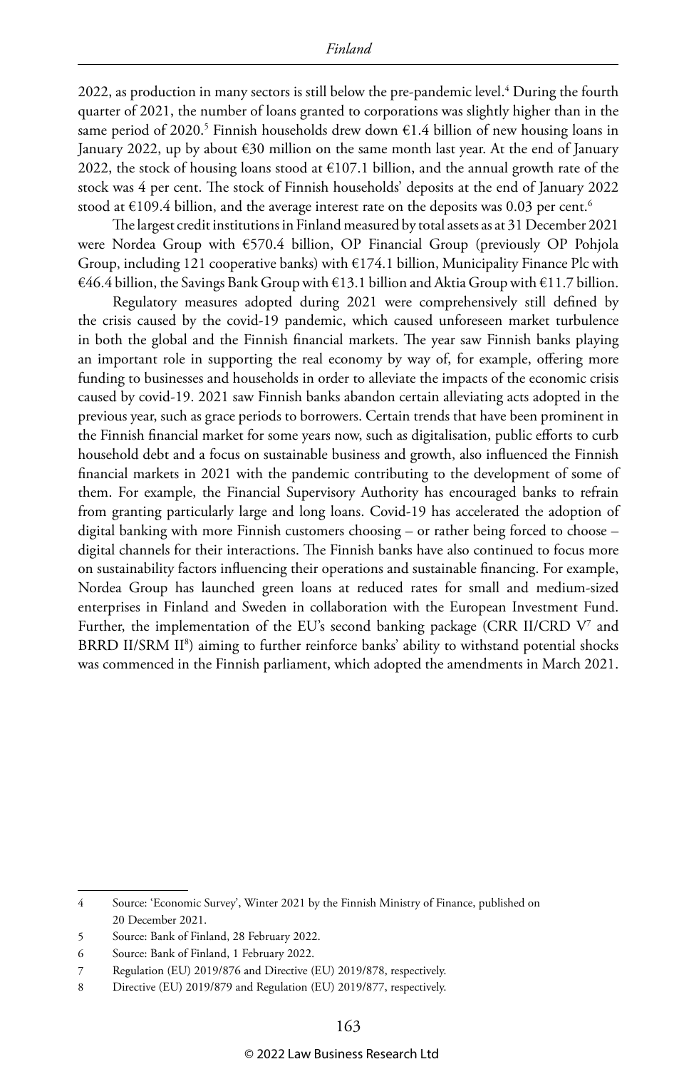2022, as production in many sectors is still below the pre-pandemic level.[4] During the fourth quarter of 2021, the number of loans granted to corporations was slightly higher than in the same period of 2020.[5] Finnish households drew down €1.4 billion of new housing loans in January 2022, up by about €30 million on the same month last year. At the end of January 2022, the stock of housing loans stood at €107.1 billion, and the annual growth rate of the stock was 4 per cent. The stock of Finnish households' deposits at the end of January 2022 stood at €109.4 billion, and the average interest rate on the deposits was 0.03 per cent.[6]

The largest credit institutions in Finland measured by total assets as at 31 December 2021 were Nordea Group with €570.4 billion, OP Financial Group (previously OP Pohjola Group, including 121 cooperative banks) with €174.1 billion, Municipality Finance Plc with €46.4 billion, the Savings Bank Group with €13.1 billion and Aktia Group with €11.7 billion.

Regulatory measures adopted during 2021 were comprehensively still defined by the crisis caused by the covid-19 pandemic, which caused unforeseen market turbulence in both the global and the Finnish financial markets. The year saw Finnish banks playing an important role in supporting the real economy by way of, for example, offering more funding to businesses and households in order to alleviate the impacts of the economic crisis caused by covid-19. 2021 saw Finnish banks abandon certain alleviating acts adopted in the previous year, such as grace periods to borrowers. Certain trends that have been prominent in the Finnish financial market for some years now, such as digitalisation, public efforts to curb household debt and a focus on sustainable business and growth, also influenced the Finnish financial markets in 2021 with the pandemic contributing to the development of some of them. For example, the Financial Supervisory Authority has encouraged banks to refrain from granting particularly large and long loans. Covid-19 has accelerated the adoption of digital banking with more Finnish customers choosing – or rather being forced to choose – digital channels for their interactions. The Finnish banks have also continued to focus more on sustainability factors influencing their operations and sustainable financing. For example, Nordea Group has launched green loans at reduced rates for small and medium-sized enterprises in Finland and Sweden in collaboration with the European Investment Fund. Further, the implementation of the EU's second banking package (CRR II/CRD V[7] and BRRD II/SRM II[8]) aiming to further reinforce banks' ability to withstand potential shocks was commenced in the Finnish parliament, which adopted the amendments in March 2021.

---

4 Source: 'Economic Survey', Winter 2021 by the Finnish Ministry of Finance, published on 20 December 2021.

5 Source: Bank of Finland, 28 February 2022.

6 Source: Bank of Finland, 1 February 2022.

7 Regulation (EU) 2019/876 and Directive (EU) 2019/878, respectively.

8 Directive (EU) 2019/879 and Regulation (EU) 2019/877, respectively.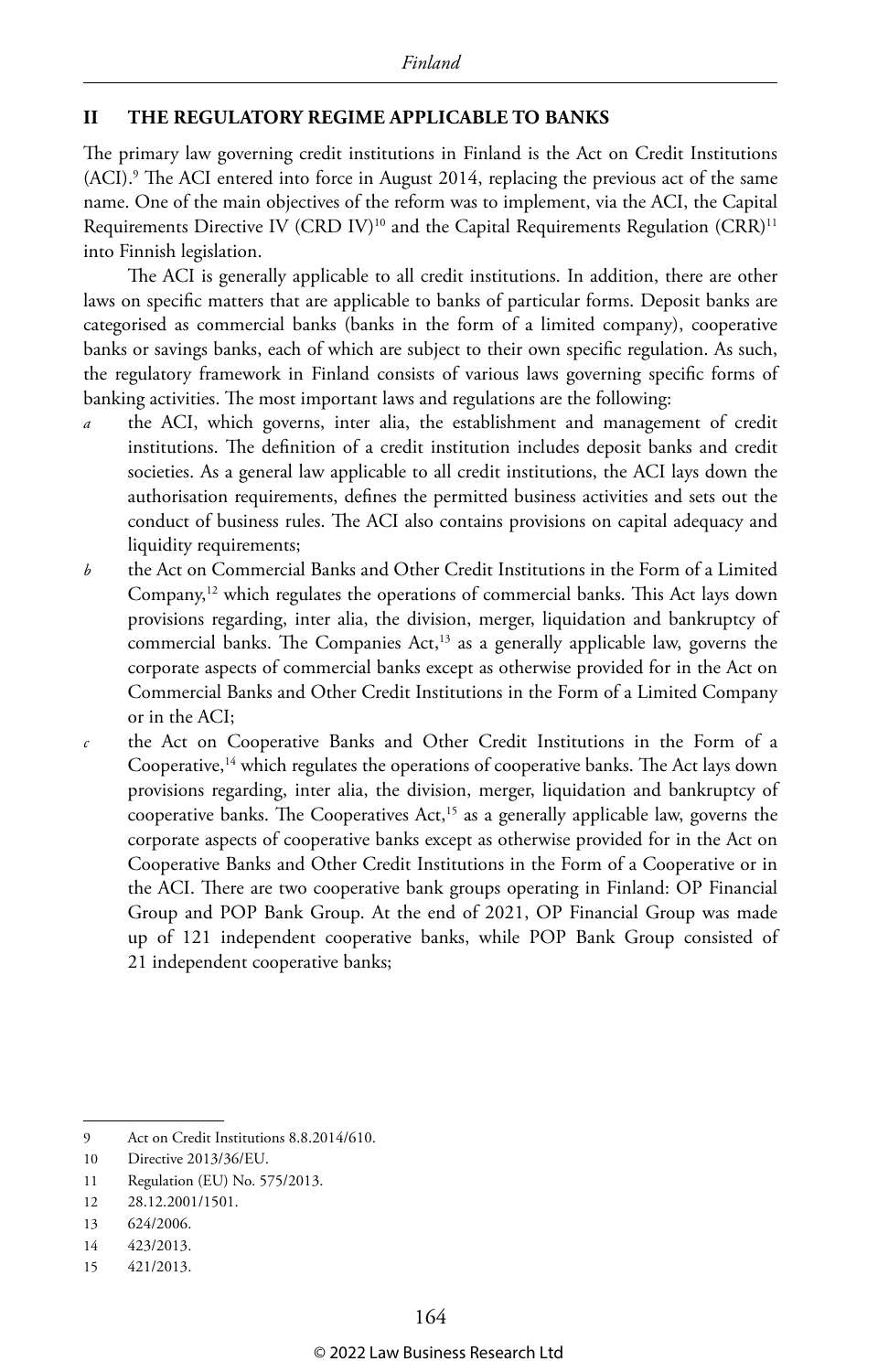## II THE REGULATORY REGIME APPLICABLE TO BANKS

The primary law governing credit institutions in Finland is the Act on Credit Institutions (ACI).[9] The ACI entered into force in August 2014, replacing the previous act of the same name. One of the main objectives of the reform was to implement, via the ACI, the Capital Requirements Directive IV (CRD IV)[10] and the Capital Requirements Regulation (CRR)[11] into Finnish legislation.

The ACI is generally applicable to all credit institutions. In addition, there are other laws on specific matters that are applicable to banks of particular forms. Deposit banks are categorised as commercial banks (banks in the form of a limited company), cooperative banks or savings banks, each of which are subject to their own specific regulation. As such, the regulatory framework in Finland consists of various laws governing specific forms of banking activities. The most important laws and regulations are the following:

*a* the ACI, which governs, inter alia, the establishment and management of credit institutions. The definition of a credit institution includes deposit banks and credit societies. As a general law applicable to all credit institutions, the ACI lays down the authorisation requirements, defines the permitted business activities and sets out the conduct of business rules. The ACI also contains provisions on capital adequacy and liquidity requirements;

*b* the Act on Commercial Banks and Other Credit Institutions in the Form of a Limited Company,[12] which regulates the operations of commercial banks. This Act lays down provisions regarding, inter alia, the division, merger, liquidation and bankruptcy of commercial banks. The Companies Act,[13] as a generally applicable law, governs the corporate aspects of commercial banks except as otherwise provided for in the Act on Commercial Banks and Other Credit Institutions in the Form of a Limited Company or in the ACI;

*c* the Act on Cooperative Banks and Other Credit Institutions in the Form of a Cooperative,[14] which regulates the operations of cooperative banks. The Act lays down provisions regarding, inter alia, the division, merger, liquidation and bankruptcy of cooperative banks. The Cooperatives Act,[15] as a generally applicable law, governs the corporate aspects of cooperative banks except as otherwise provided for in the Act on Cooperative Banks and Other Credit Institutions in the Form of a Cooperative or in the ACI. There are two cooperative bank groups operating in Finland: OP Financial Group and POP Bank Group. At the end of 2021, OP Financial Group was made up of 121 independent cooperative banks, while POP Bank Group consisted of 21 independent cooperative banks;

---

9 Act on Credit Institutions 8.8.2014/610.

10 Directive 2013/36/EU.

11 Regulation (EU) No. 575/2013.

12 28.12.2001/1501.

13 624/2006.

14 423/2013.

15 421/2013.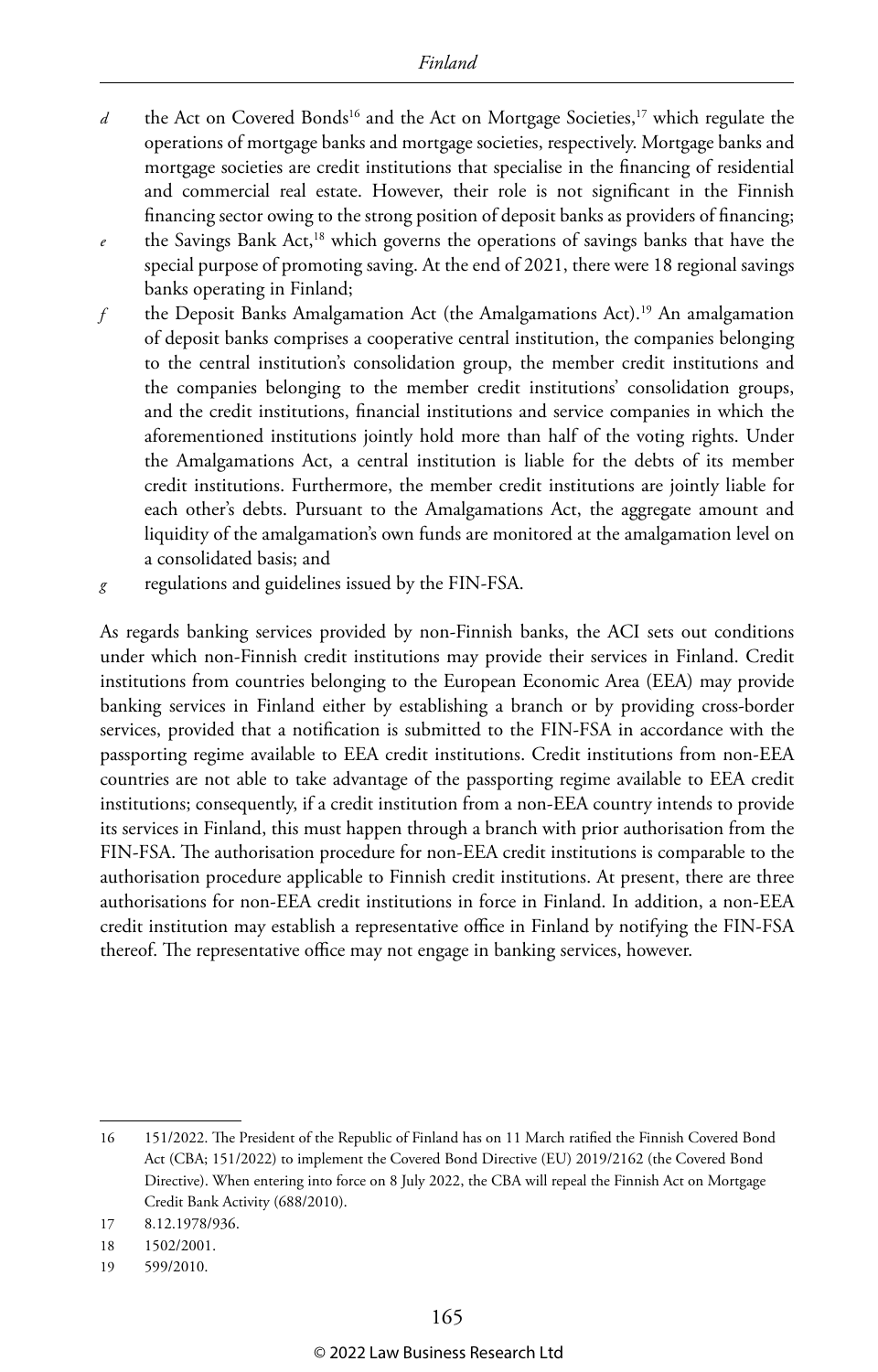*d* the Act on Covered Bonds[16] and the Act on Mortgage Societies,[17] which regulate the operations of mortgage banks and mortgage societies, respectively. Mortgage banks and mortgage societies are credit institutions that specialise in the financing of residential and commercial real estate. However, their role is not significant in the Finnish financing sector owing to the strong position of deposit banks as providers of financing;

*e* the Savings Bank Act,[18] which governs the operations of savings banks that have the special purpose of promoting saving. At the end of 2021, there were 18 regional savings banks operating in Finland;

*f* the Deposit Banks Amalgamation Act (the Amalgamations Act).[19] An amalgamation of deposit banks comprises a cooperative central institution, the companies belonging to the central institution's consolidation group, the member credit institutions and the companies belonging to the member credit institutions' consolidation groups, and the credit institutions, financial institutions and service companies in which the aforementioned institutions jointly hold more than half of the voting rights. Under the Amalgamations Act, a central institution is liable for the debts of its member credit institutions. Furthermore, the member credit institutions are jointly liable for each other's debts. Pursuant to the Amalgamations Act, the aggregate amount and liquidity of the amalgamation's own funds are monitored at the amalgamation level on a consolidated basis; and

*g* regulations and guidelines issued by the FIN-FSA.

As regards banking services provided by non-Finnish banks, the ACI sets out conditions under which non-Finnish credit institutions may provide their services in Finland. Credit institutions from countries belonging to the European Economic Area (EEA) may provide banking services in Finland either by establishing a branch or by providing cross-border services, provided that a notification is submitted to the FIN-FSA in accordance with the passporting regime available to EEA credit institutions. Credit institutions from non-EEA countries are not able to take advantage of the passporting regime available to EEA credit institutions; consequently, if a credit institution from a non-EEA country intends to provide its services in Finland, this must happen through a branch with prior authorisation from the FIN-FSA. The authorisation procedure for non-EEA credit institutions is comparable to the authorisation procedure applicable to Finnish credit institutions. At present, there are three authorisations for non-EEA credit institutions in force in Finland. In addition, a non-EEA credit institution may establish a representative office in Finland by notifying the FIN-FSA thereof. The representative office may not engage in banking services, however.

---

16 151/2022. The President of the Republic of Finland has on 11 March ratified the Finnish Covered Bond Act (CBA; 151/2022) to implement the Covered Bond Directive (EU) 2019/2162 (the Covered Bond Directive). When entering into force on 8 July 2022, the CBA will repeal the Finnish Act on Mortgage Credit Bank Activity (688/2010).

17 8.12.1978/936.

18 1502/2001.

19 599/2010.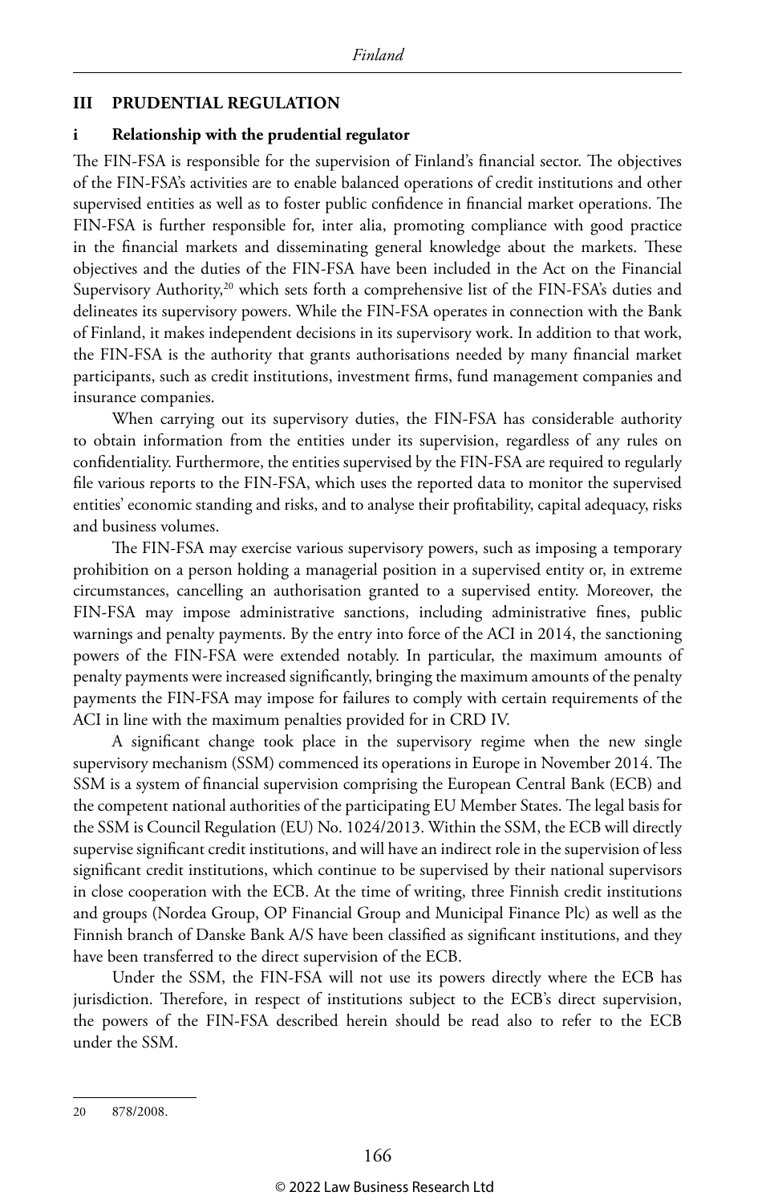## III PRUDENTIAL REGULATION

### i Relationship with the prudential regulator

The FIN-FSA is responsible for the supervision of Finland's financial sector. The objectives of the FIN-FSA's activities are to enable balanced operations of credit institutions and other supervised entities as well as to foster public confidence in financial market operations. The FIN-FSA is further responsible for, inter alia, promoting compliance with good practice in the financial markets and disseminating general knowledge about the markets. These objectives and the duties of the FIN-FSA have been included in the Act on the Financial Supervisory Authority,[20] which sets forth a comprehensive list of the FIN-FSA's duties and delineates its supervisory powers. While the FIN-FSA operates in connection with the Bank of Finland, it makes independent decisions in its supervisory work. In addition to that work, the FIN-FSA is the authority that grants authorisations needed by many financial market participants, such as credit institutions, investment firms, fund management companies and insurance companies.

When carrying out its supervisory duties, the FIN-FSA has considerable authority to obtain information from the entities under its supervision, regardless of any rules on confidentiality. Furthermore, the entities supervised by the FIN-FSA are required to regularly file various reports to the FIN-FSA, which uses the reported data to monitor the supervised entities' economic standing and risks, and to analyse their profitability, capital adequacy, risks and business volumes.

The FIN-FSA may exercise various supervisory powers, such as imposing a temporary prohibition on a person holding a managerial position in a supervised entity or, in extreme circumstances, cancelling an authorisation granted to a supervised entity. Moreover, the FIN-FSA may impose administrative sanctions, including administrative fines, public warnings and penalty payments. By the entry into force of the ACI in 2014, the sanctioning powers of the FIN-FSA were extended notably. In particular, the maximum amounts of penalty payments were increased significantly, bringing the maximum amounts of the penalty payments the FIN-FSA may impose for failures to comply with certain requirements of the ACI in line with the maximum penalties provided for in CRD IV.

A significant change took place in the supervisory regime when the new single supervisory mechanism (SSM) commenced its operations in Europe in November 2014. The SSM is a system of financial supervision comprising the European Central Bank (ECB) and the competent national authorities of the participating EU Member States. The legal basis for the SSM is Council Regulation (EU) No. 1024/2013. Within the SSM, the ECB will directly supervise significant credit institutions, and will have an indirect role in the supervision of less significant credit institutions, which continue to be supervised by their national supervisors in close cooperation with the ECB. At the time of writing, three Finnish credit institutions and groups (Nordea Group, OP Financial Group and Municipal Finance Plc) as well as the Finnish branch of Danske Bank A/S have been classified as significant institutions, and they have been transferred to the direct supervision of the ECB.

Under the SSM, the FIN-FSA will not use its powers directly where the ECB has jurisdiction. Therefore, in respect of institutions subject to the ECB's direct supervision, the powers of the FIN-FSA described herein should be read also to refer to the ECB under the SSM.

---

20 878/2008.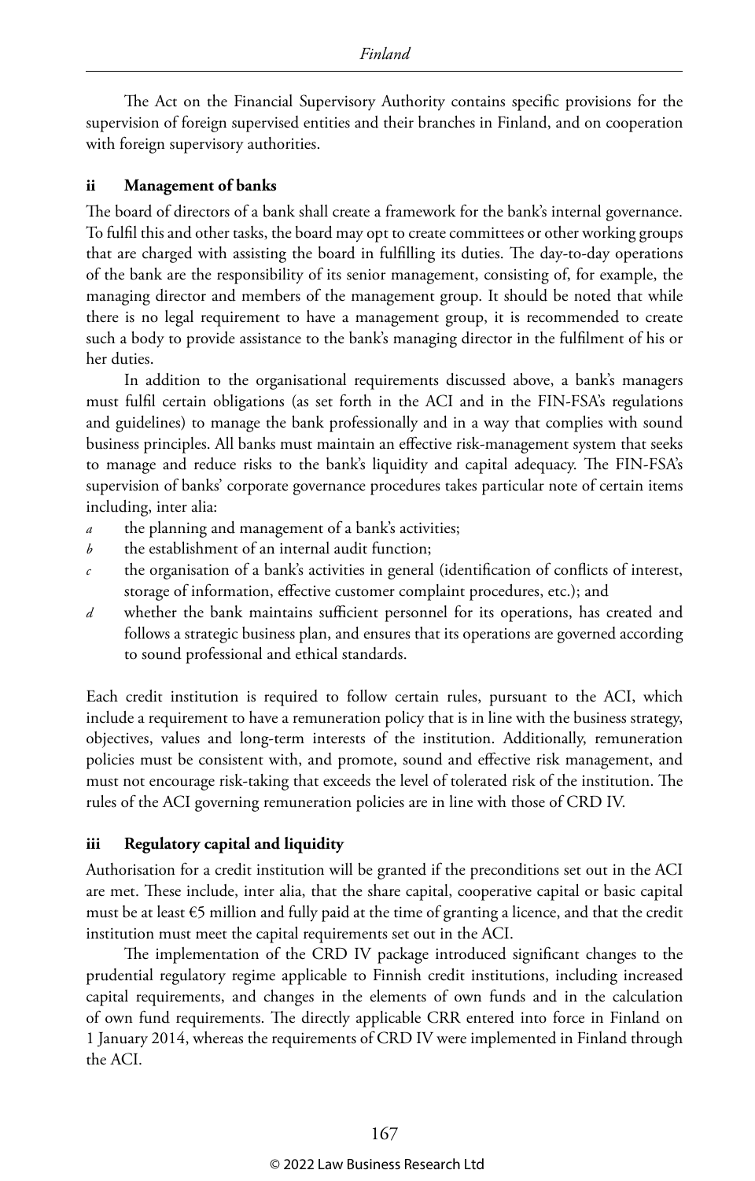The Act on the Financial Supervisory Authority contains specific provisions for the supervision of foreign supervised entities and their branches in Finland, and on cooperation with foreign supervisory authorities.

### ii Management of banks

The board of directors of a bank shall create a framework for the bank's internal governance. To fulfil this and other tasks, the board may opt to create committees or other working groups that are charged with assisting the board in fulfilling its duties. The day-to-day operations of the bank are the responsibility of its senior management, consisting of, for example, the managing director and members of the management group. It should be noted that while there is no legal requirement to have a management group, it is recommended to create such a body to provide assistance to the bank's managing director in the fulfilment of his or her duties.

In addition to the organisational requirements discussed above, a bank's managers must fulfil certain obligations (as set forth in the ACI and in the FIN-FSA's regulations and guidelines) to manage the bank professionally and in a way that complies with sound business principles. All banks must maintain an effective risk-management system that seeks to manage and reduce risks to the bank's liquidity and capital adequacy. The FIN-FSA's supervision of banks' corporate governance procedures takes particular note of certain items including, inter alia:

*a* the planning and management of a bank's activities;

*b* the establishment of an internal audit function;

*c* the organisation of a bank's activities in general (identification of conflicts of interest, storage of information, effective customer complaint procedures, etc.); and

*d* whether the bank maintains sufficient personnel for its operations, has created and follows a strategic business plan, and ensures that its operations are governed according to sound professional and ethical standards.

Each credit institution is required to follow certain rules, pursuant to the ACI, which include a requirement to have a remuneration policy that is in line with the business strategy, objectives, values and long-term interests of the institution. Additionally, remuneration policies must be consistent with, and promote, sound and effective risk management, and must not encourage risk-taking that exceeds the level of tolerated risk of the institution. The rules of the ACI governing remuneration policies are in line with those of CRD IV.

### iii Regulatory capital and liquidity

Authorisation for a credit institution will be granted if the preconditions set out in the ACI are met. These include, inter alia, that the share capital, cooperative capital or basic capital must be at least €5 million and fully paid at the time of granting a licence, and that the credit institution must meet the capital requirements set out in the ACI.

The implementation of the CRD IV package introduced significant changes to the prudential regulatory regime applicable to Finnish credit institutions, including increased capital requirements, and changes in the elements of own funds and in the calculation of own fund requirements. The directly applicable CRR entered into force in Finland on 1 January 2014, whereas the requirements of CRD IV were implemented in Finland through the ACI.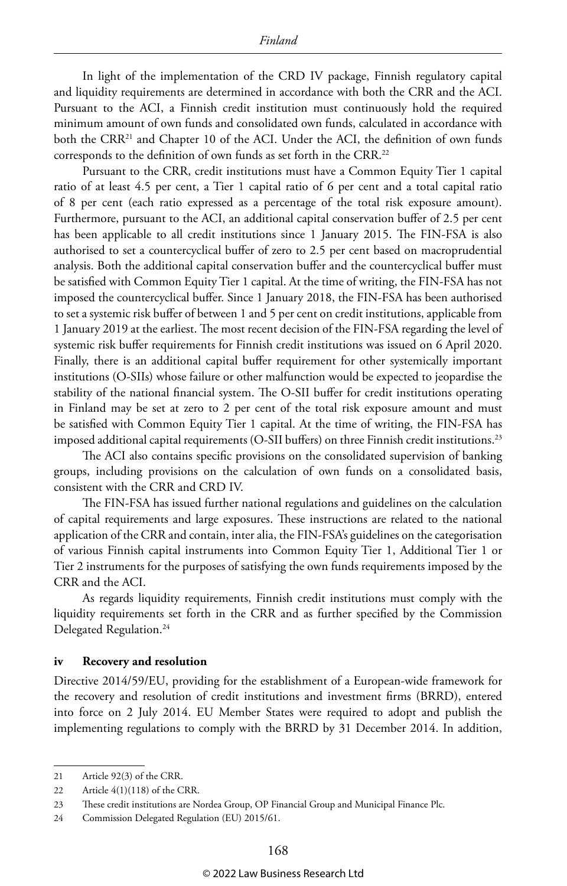In light of the implementation of the CRD IV package, Finnish regulatory capital and liquidity requirements are determined in accordance with both the CRR and the ACI. Pursuant to the ACI, a Finnish credit institution must continuously hold the required minimum amount of own funds and consolidated own funds, calculated in accordance with both the CRR[21] and Chapter 10 of the ACI. Under the ACI, the definition of own funds corresponds to the definition of own funds as set forth in the CRR.[22]

Pursuant to the CRR, credit institutions must have a Common Equity Tier 1 capital ratio of at least 4.5 per cent, a Tier 1 capital ratio of 6 per cent and a total capital ratio of 8 per cent (each ratio expressed as a percentage of the total risk exposure amount). Furthermore, pursuant to the ACI, an additional capital conservation buffer of 2.5 per cent has been applicable to all credit institutions since 1 January 2015. The FIN-FSA is also authorised to set a countercyclical buffer of zero to 2.5 per cent based on macroprudential analysis. Both the additional capital conservation buffer and the countercyclical buffer must be satisfied with Common Equity Tier 1 capital. At the time of writing, the FIN-FSA has not imposed the countercyclical buffer. Since 1 January 2018, the FIN-FSA has been authorised to set a systemic risk buffer of between 1 and 5 per cent on credit institutions, applicable from 1 January 2019 at the earliest. The most recent decision of the FIN-FSA regarding the level of systemic risk buffer requirements for Finnish credit institutions was issued on 6 April 2020. Finally, there is an additional capital buffer requirement for other systemically important institutions (O-SIIs) whose failure or other malfunction would be expected to jeopardise the stability of the national financial system. The O-SII buffer for credit institutions operating in Finland may be set at zero to 2 per cent of the total risk exposure amount and must be satisfied with Common Equity Tier 1 capital. At the time of writing, the FIN-FSA has imposed additional capital requirements (O-SII buffers) on three Finnish credit institutions.[23]

The ACI also contains specific provisions on the consolidated supervision of banking groups, including provisions on the calculation of own funds on a consolidated basis, consistent with the CRR and CRD IV.

The FIN-FSA has issued further national regulations and guidelines on the calculation of capital requirements and large exposures. These instructions are related to the national application of the CRR and contain, inter alia, the FIN-FSA's guidelines on the categorisation of various Finnish capital instruments into Common Equity Tier 1, Additional Tier 1 or Tier 2 instruments for the purposes of satisfying the own funds requirements imposed by the CRR and the ACI.

As regards liquidity requirements, Finnish credit institutions must comply with the liquidity requirements set forth in the CRR and as further specified by the Commission Delegated Regulation.[24]

### iv Recovery and resolution

Directive 2014/59/EU, providing for the establishment of a European-wide framework for the recovery and resolution of credit institutions and investment firms (BRRD), entered into force on 2 July 2014. EU Member States were required to adopt and publish the implementing regulations to comply with the BRRD by 31 December 2014. In addition,

---

21 Article 92(3) of the CRR.

22 Article 4(1)(118) of the CRR.

23 These credit institutions are Nordea Group, OP Financial Group and Municipal Finance Plc.

24 Commission Delegated Regulation (EU) 2015/61.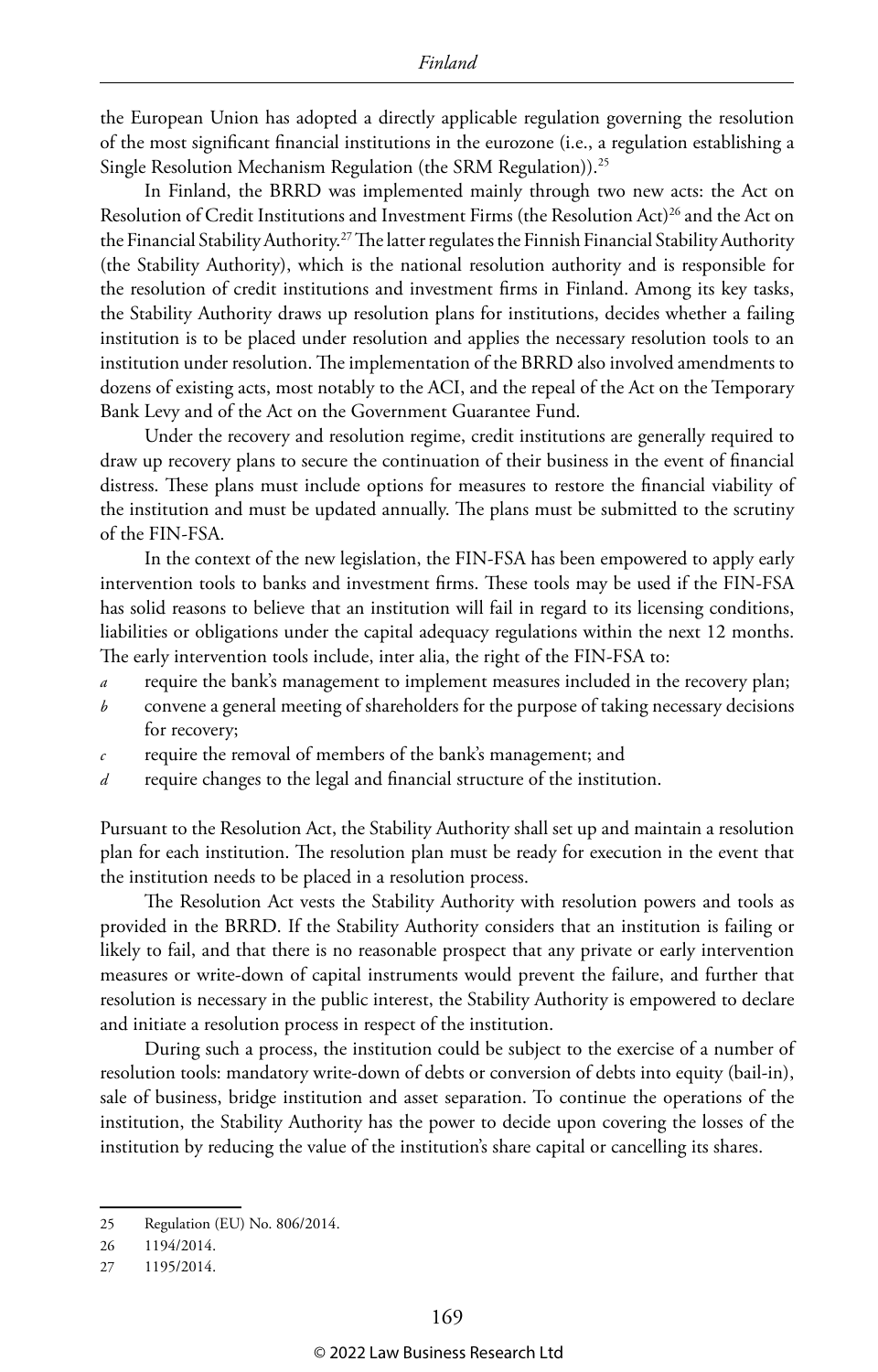the European Union has adopted a directly applicable regulation governing the resolution of the most significant financial institutions in the eurozone (i.e., a regulation establishing a Single Resolution Mechanism Regulation (the SRM Regulation)).[25]

In Finland, the BRRD was implemented mainly through two new acts: the Act on Resolution of Credit Institutions and Investment Firms (the Resolution Act)[26] and the Act on the Financial Stability Authority.[27] The latter regulates the Finnish Financial Stability Authority (the Stability Authority), which is the national resolution authority and is responsible for the resolution of credit institutions and investment firms in Finland. Among its key tasks, the Stability Authority draws up resolution plans for institutions, decides whether a failing institution is to be placed under resolution and applies the necessary resolution tools to an institution under resolution. The implementation of the BRRD also involved amendments to dozens of existing acts, most notably to the ACI, and the repeal of the Act on the Temporary Bank Levy and of the Act on the Government Guarantee Fund.

Under the recovery and resolution regime, credit institutions are generally required to draw up recovery plans to secure the continuation of their business in the event of financial distress. These plans must include options for measures to restore the financial viability of the institution and must be updated annually. The plans must be submitted to the scrutiny of the FIN-FSA.

In the context of the new legislation, the FIN-FSA has been empowered to apply early intervention tools to banks and investment firms. These tools may be used if the FIN-FSA has solid reasons to believe that an institution will fail in regard to its licensing conditions, liabilities or obligations under the capital adequacy regulations within the next 12 months. The early intervention tools include, inter alia, the right of the FIN-FSA to:

*a* require the bank's management to implement measures included in the recovery plan;

*b* convene a general meeting of shareholders for the purpose of taking necessary decisions for recovery;

*c* require the removal of members of the bank's management; and

*d* require changes to the legal and financial structure of the institution.

Pursuant to the Resolution Act, the Stability Authority shall set up and maintain a resolution plan for each institution. The resolution plan must be ready for execution in the event that the institution needs to be placed in a resolution process.

The Resolution Act vests the Stability Authority with resolution powers and tools as provided in the BRRD. If the Stability Authority considers that an institution is failing or likely to fail, and that there is no reasonable prospect that any private or early intervention measures or write-down of capital instruments would prevent the failure, and further that resolution is necessary in the public interest, the Stability Authority is empowered to declare and initiate a resolution process in respect of the institution.

During such a process, the institution could be subject to the exercise of a number of resolution tools: mandatory write-down of debts or conversion of debts into equity (bail-in), sale of business, bridge institution and asset separation. To continue the operations of the institution, the Stability Authority has the power to decide upon covering the losses of the institution by reducing the value of the institution's share capital or cancelling its shares.

---

25 Regulation (EU) No. 806/2014.

26 1194/2014.

27 1195/2014.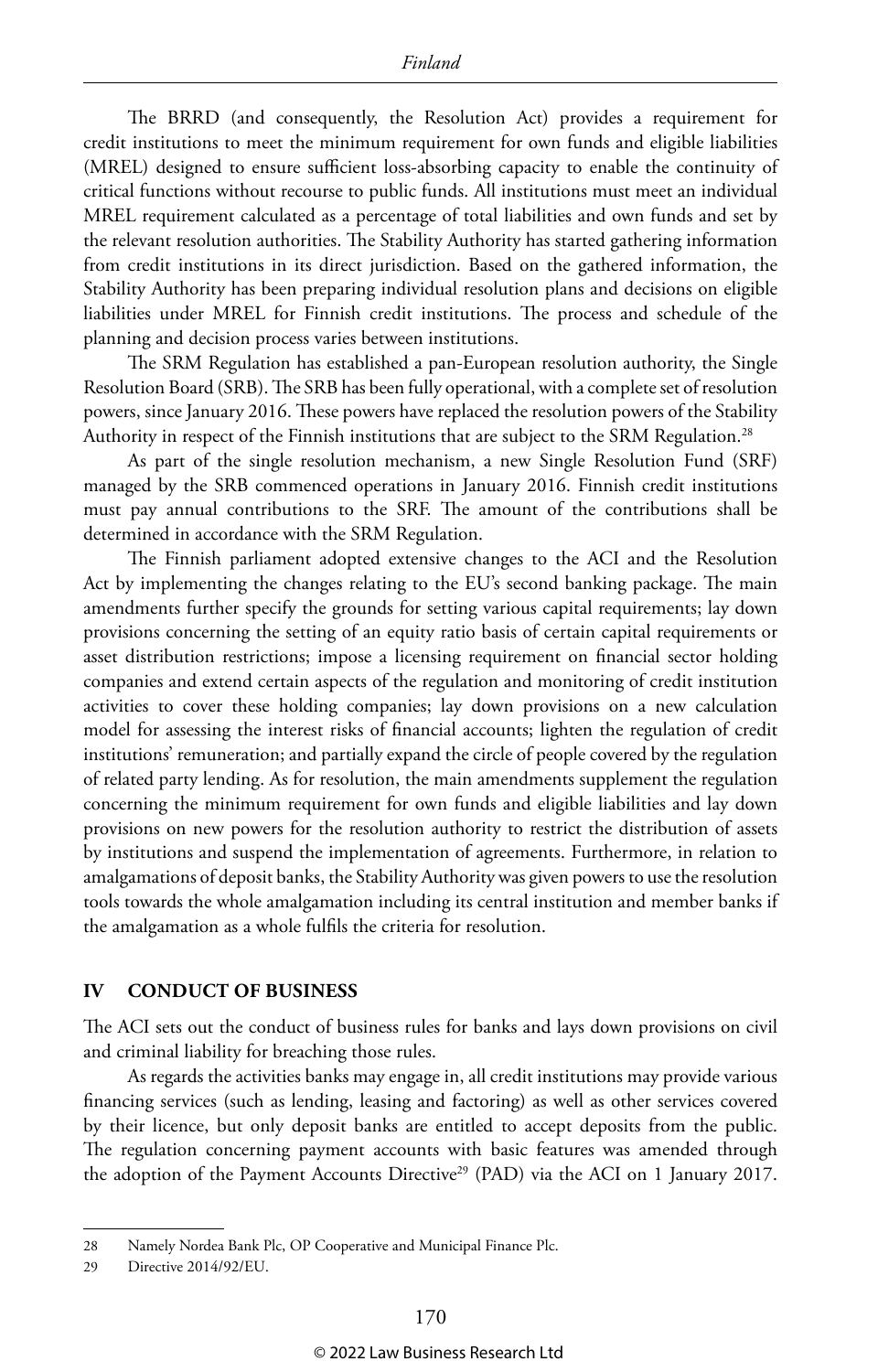The BRRD (and consequently, the Resolution Act) provides a requirement for credit institutions to meet the minimum requirement for own funds and eligible liabilities (MREL) designed to ensure sufficient loss-absorbing capacity to enable the continuity of critical functions without recourse to public funds. All institutions must meet an individual MREL requirement calculated as a percentage of total liabilities and own funds and set by the relevant resolution authorities. The Stability Authority has started gathering information from credit institutions in its direct jurisdiction. Based on the gathered information, the Stability Authority has been preparing individual resolution plans and decisions on eligible liabilities under MREL for Finnish credit institutions. The process and schedule of the planning and decision process varies between institutions.

The SRM Regulation has established a pan-European resolution authority, the Single Resolution Board (SRB). The SRB has been fully operational, with a complete set of resolution powers, since January 2016. These powers have replaced the resolution powers of the Stability Authority in respect of the Finnish institutions that are subject to the SRM Regulation.[28]

As part of the single resolution mechanism, a new Single Resolution Fund (SRF) managed by the SRB commenced operations in January 2016. Finnish credit institutions must pay annual contributions to the SRF. The amount of the contributions shall be determined in accordance with the SRM Regulation.

The Finnish parliament adopted extensive changes to the ACI and the Resolution Act by implementing the changes relating to the EU's second banking package. The main amendments further specify the grounds for setting various capital requirements; lay down provisions concerning the setting of an equity ratio basis of certain capital requirements or asset distribution restrictions; impose a licensing requirement on financial sector holding companies and extend certain aspects of the regulation and monitoring of credit institution activities to cover these holding companies; lay down provisions on a new calculation model for assessing the interest risks of financial accounts; lighten the regulation of credit institutions' remuneration; and partially expand the circle of people covered by the regulation of related party lending. As for resolution, the main amendments supplement the regulation concerning the minimum requirement for own funds and eligible liabilities and lay down provisions on new powers for the resolution authority to restrict the distribution of assets by institutions and suspend the implementation of agreements. Furthermore, in relation to amalgamations of deposit banks, the Stability Authority was given powers to use the resolution tools towards the whole amalgamation including its central institution and member banks if the amalgamation as a whole fulfils the criteria for resolution.

## IV CONDUCT OF BUSINESS

The ACI sets out the conduct of business rules for banks and lays down provisions on civil and criminal liability for breaching those rules.

As regards the activities banks may engage in, all credit institutions may provide various financing services (such as lending, leasing and factoring) as well as other services covered by their licence, but only deposit banks are entitled to accept deposits from the public. The regulation concerning payment accounts with basic features was amended through the adoption of the Payment Accounts Directive[29] (PAD) via the ACI on 1 January 2017.

---

28 Namely Nordea Bank Plc, OP Cooperative and Municipal Finance Plc.

29 Directive 2014/92/EU.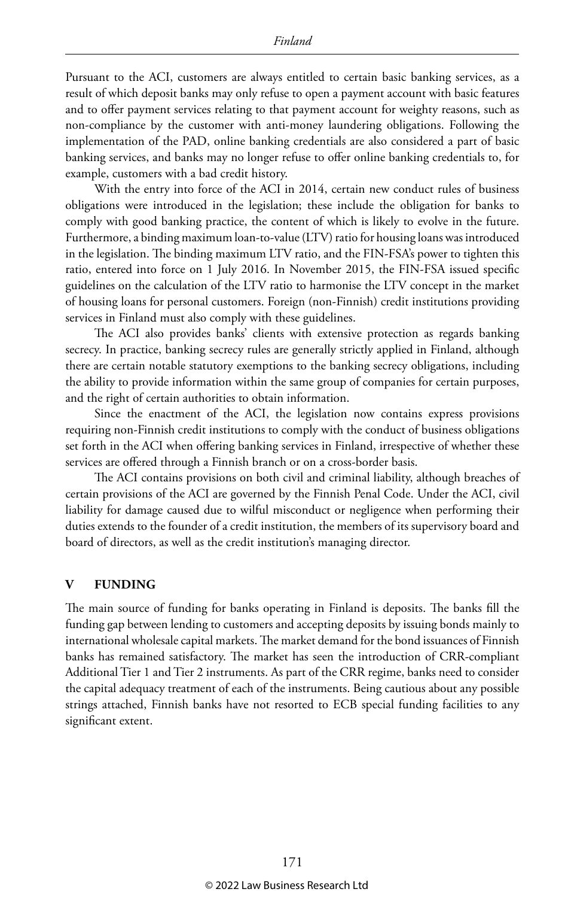Pursuant to the ACI, customers are always entitled to certain basic banking services, as a result of which deposit banks may only refuse to open a payment account with basic features and to offer payment services relating to that payment account for weighty reasons, such as non-compliance by the customer with anti-money laundering obligations. Following the implementation of the PAD, online banking credentials are also considered a part of basic banking services, and banks may no longer refuse to offer online banking credentials to, for example, customers with a bad credit history.

With the entry into force of the ACI in 2014, certain new conduct rules of business obligations were introduced in the legislation; these include the obligation for banks to comply with good banking practice, the content of which is likely to evolve in the future. Furthermore, a binding maximum loan-to-value (LTV) ratio for housing loans was introduced in the legislation. The binding maximum LTV ratio, and the FIN-FSA's power to tighten this ratio, entered into force on 1 July 2016. In November 2015, the FIN-FSA issued specific guidelines on the calculation of the LTV ratio to harmonise the LTV concept in the market of housing loans for personal customers. Foreign (non-Finnish) credit institutions providing services in Finland must also comply with these guidelines.

The ACI also provides banks' clients with extensive protection as regards banking secrecy. In practice, banking secrecy rules are generally strictly applied in Finland, although there are certain notable statutory exemptions to the banking secrecy obligations, including the ability to provide information within the same group of companies for certain purposes, and the right of certain authorities to obtain information.

Since the enactment of the ACI, the legislation now contains express provisions requiring non-Finnish credit institutions to comply with the conduct of business obligations set forth in the ACI when offering banking services in Finland, irrespective of whether these services are offered through a Finnish branch or on a cross-border basis.

The ACI contains provisions on both civil and criminal liability, although breaches of certain provisions of the ACI are governed by the Finnish Penal Code. Under the ACI, civil liability for damage caused due to wilful misconduct or negligence when performing their duties extends to the founder of a credit institution, the members of its supervisory board and board of directors, as well as the credit institution's managing director.

## V FUNDING

The main source of funding for banks operating in Finland is deposits. The banks fill the funding gap between lending to customers and accepting deposits by issuing bonds mainly to international wholesale capital markets. The market demand for the bond issuances of Finnish banks has remained satisfactory. The market has seen the introduction of CRR-compliant Additional Tier 1 and Tier 2 instruments. As part of the CRR regime, banks need to consider the capital adequacy treatment of each of the instruments. Being cautious about any possible strings attached, Finnish banks have not resorted to ECB special funding facilities to any significant extent.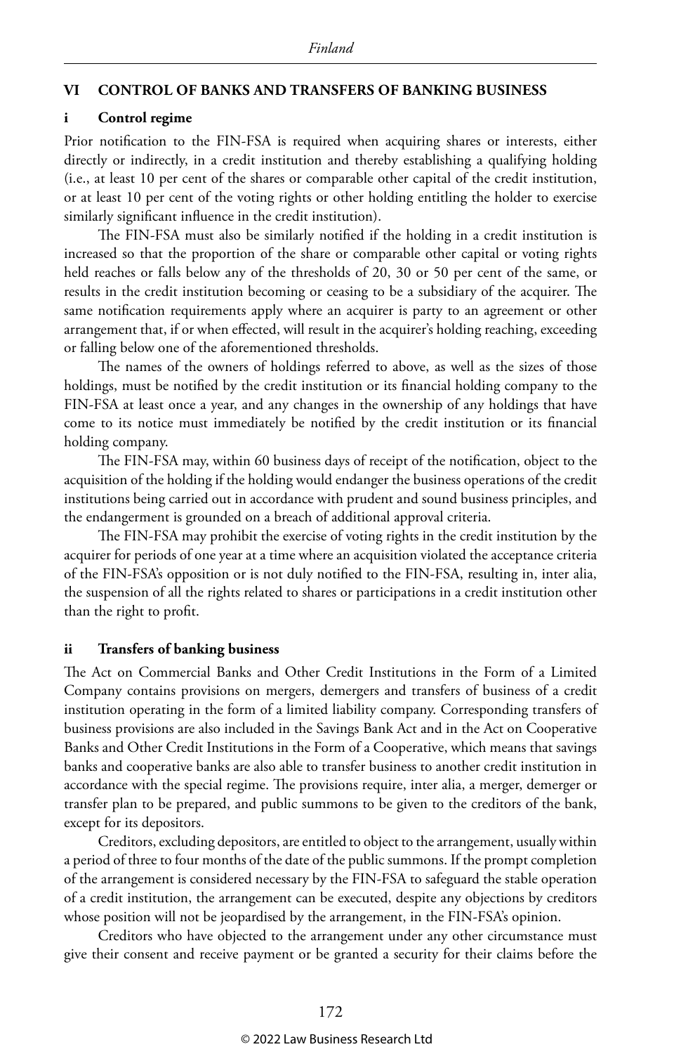## VI CONTROL OF BANKS AND TRANSFERS OF BANKING BUSINESS

### i Control regime

Prior notification to the FIN-FSA is required when acquiring shares or interests, either directly or indirectly, in a credit institution and thereby establishing a qualifying holding (i.e., at least 10 per cent of the shares or comparable other capital of the credit institution, or at least 10 per cent of the voting rights or other holding entitling the holder to exercise similarly significant influence in the credit institution).

The FIN-FSA must also be similarly notified if the holding in a credit institution is increased so that the proportion of the share or comparable other capital or voting rights held reaches or falls below any of the thresholds of 20, 30 or 50 per cent of the same, or results in the credit institution becoming or ceasing to be a subsidiary of the acquirer. The same notification requirements apply where an acquirer is party to an agreement or other arrangement that, if or when effected, will result in the acquirer's holding reaching, exceeding or falling below one of the aforementioned thresholds.

The names of the owners of holdings referred to above, as well as the sizes of those holdings, must be notified by the credit institution or its financial holding company to the FIN-FSA at least once a year, and any changes in the ownership of any holdings that have come to its notice must immediately be notified by the credit institution or its financial holding company.

The FIN-FSA may, within 60 business days of receipt of the notification, object to the acquisition of the holding if the holding would endanger the business operations of the credit institutions being carried out in accordance with prudent and sound business principles, and the endangerment is grounded on a breach of additional approval criteria.

The FIN-FSA may prohibit the exercise of voting rights in the credit institution by the acquirer for periods of one year at a time where an acquisition violated the acceptance criteria of the FIN-FSA's opposition or is not duly notified to the FIN-FSA, resulting in, inter alia, the suspension of all the rights related to shares or participations in a credit institution other than the right to profit.

### ii Transfers of banking business

The Act on Commercial Banks and Other Credit Institutions in the Form of a Limited Company contains provisions on mergers, demergers and transfers of business of a credit institution operating in the form of a limited liability company. Corresponding transfers of business provisions are also included in the Savings Bank Act and in the Act on Cooperative Banks and Other Credit Institutions in the Form of a Cooperative, which means that savings banks and cooperative banks are also able to transfer business to another credit institution in accordance with the special regime. The provisions require, inter alia, a merger, demerger or transfer plan to be prepared, and public summons to be given to the creditors of the bank, except for its depositors.

Creditors, excluding depositors, are entitled to object to the arrangement, usually within a period of three to four months of the date of the public summons. If the prompt completion of the arrangement is considered necessary by the FIN-FSA to safeguard the stable operation of a credit institution, the arrangement can be executed, despite any objections by creditors whose position will not be jeopardised by the arrangement, in the FIN-FSA's opinion.

Creditors who have objected to the arrangement under any other circumstance must give their consent and receive payment or be granted a security for their claims before the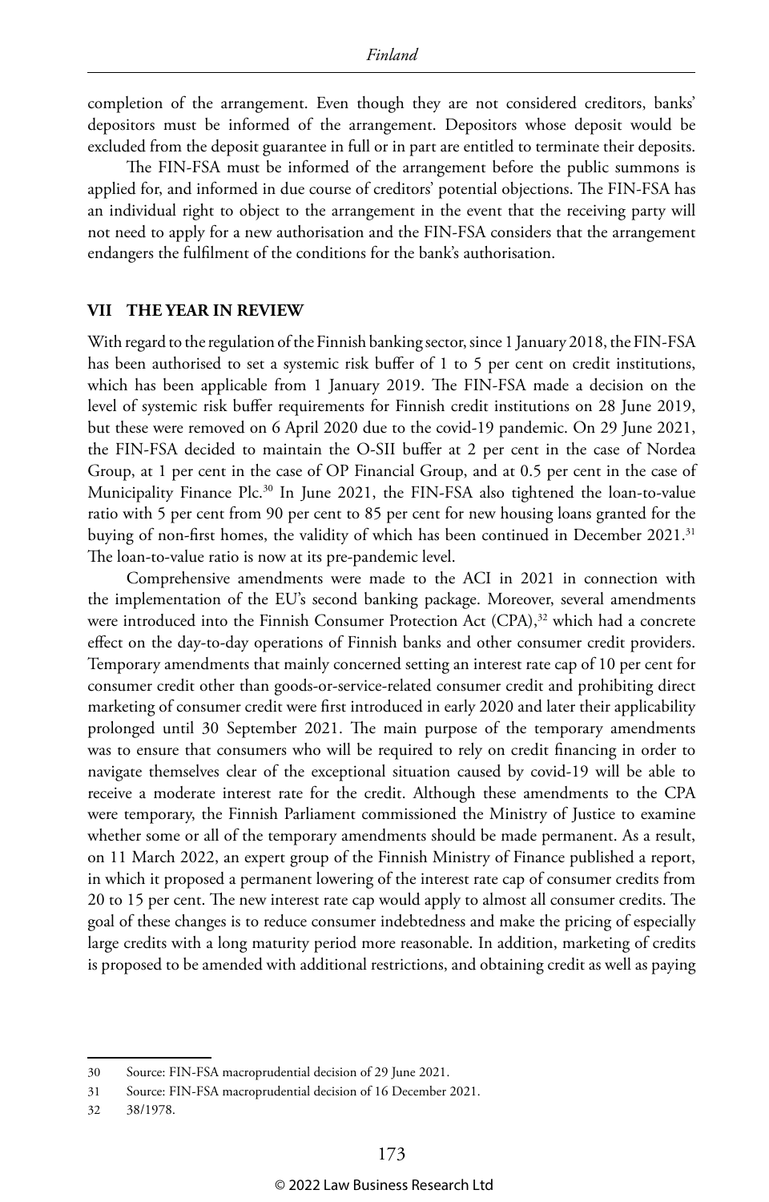completion of the arrangement. Even though they are not considered creditors, banks' depositors must be informed of the arrangement. Depositors whose deposit would be excluded from the deposit guarantee in full or in part are entitled to terminate their deposits.

The FIN-FSA must be informed of the arrangement before the public summons is applied for, and informed in due course of creditors' potential objections. The FIN-FSA has an individual right to object to the arrangement in the event that the receiving party will not need to apply for a new authorisation and the FIN-FSA considers that the arrangement endangers the fulfilment of the conditions for the bank's authorisation.

## VII THE YEAR IN REVIEW

With regard to the regulation of the Finnish banking sector, since 1 January 2018, the FIN-FSA has been authorised to set a systemic risk buffer of 1 to 5 per cent on credit institutions, which has been applicable from 1 January 2019. The FIN-FSA made a decision on the level of systemic risk buffer requirements for Finnish credit institutions on 28 June 2019, but these were removed on 6 April 2020 due to the covid-19 pandemic. On 29 June 2021, the FIN-FSA decided to maintain the O-SII buffer at 2 per cent in the case of Nordea Group, at 1 per cent in the case of OP Financial Group, and at 0.5 per cent in the case of Municipality Finance Plc.[30] In June 2021, the FIN-FSA also tightened the loan-to-value ratio with 5 per cent from 90 per cent to 85 per cent for new housing loans granted for the buying of non-first homes, the validity of which has been continued in December 2021.[31] The loan-to-value ratio is now at its pre-pandemic level.

Comprehensive amendments were made to the ACI in 2021 in connection with the implementation of the EU's second banking package. Moreover, several amendments were introduced into the Finnish Consumer Protection Act (CPA),[32] which had a concrete effect on the day-to-day operations of Finnish banks and other consumer credit providers. Temporary amendments that mainly concerned setting an interest rate cap of 10 per cent for consumer credit other than goods-or-service-related consumer credit and prohibiting direct marketing of consumer credit were first introduced in early 2020 and later their applicability prolonged until 30 September 2021. The main purpose of the temporary amendments was to ensure that consumers who will be required to rely on credit financing in order to navigate themselves clear of the exceptional situation caused by covid-19 will be able to receive a moderate interest rate for the credit. Although these amendments to the CPA were temporary, the Finnish Parliament commissioned the Ministry of Justice to examine whether some or all of the temporary amendments should be made permanent. As a result, on 11 March 2022, an expert group of the Finnish Ministry of Finance published a report, in which it proposed a permanent lowering of the interest rate cap of consumer credits from 20 to 15 per cent. The new interest rate cap would apply to almost all consumer credits. The goal of these changes is to reduce consumer indebtedness and make the pricing of especially large credits with a long maturity period more reasonable. In addition, marketing of credits is proposed to be amended with additional restrictions, and obtaining credit as well as paying

30 Source: FIN-FSA macroprudential decision of 29 June 2021.

31 Source: FIN-FSA macroprudential decision of 16 December 2021.

32 38/1978.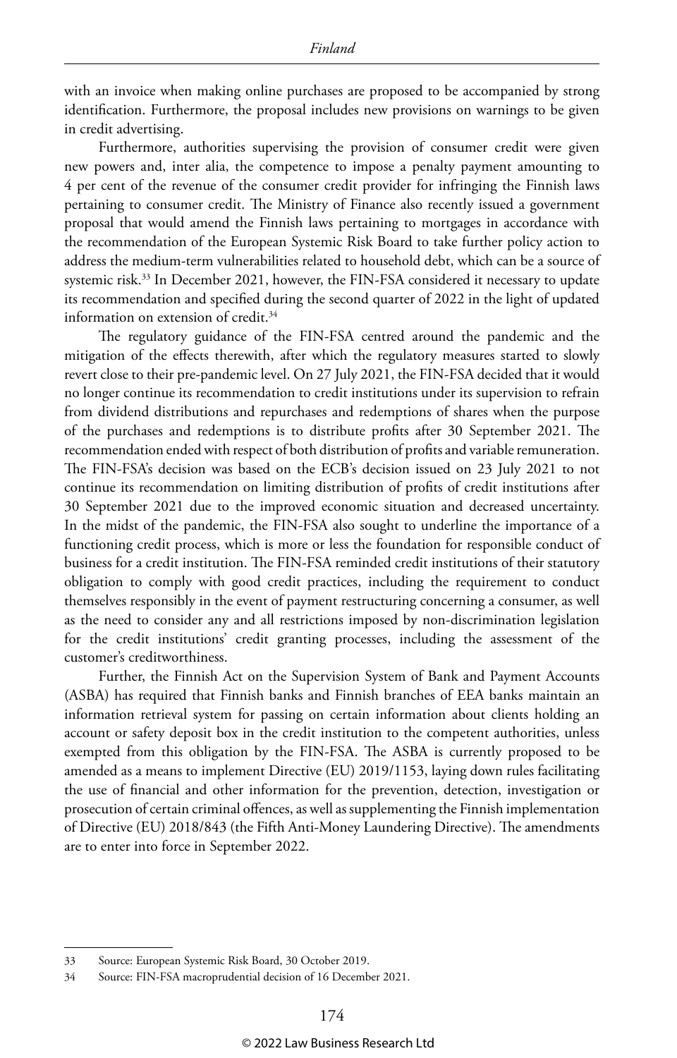with an invoice when making online purchases are proposed to be accompanied by strong identification. Furthermore, the proposal includes new provisions on warnings to be given in credit advertising.

Furthermore, authorities supervising the provision of consumer credit were given new powers and, inter alia, the competence to impose a penalty payment amounting to 4 per cent of the revenue of the consumer credit provider for infringing the Finnish laws pertaining to consumer credit. The Ministry of Finance also recently issued a government proposal that would amend the Finnish laws pertaining to mortgages in accordance with the recommendation of the European Systemic Risk Board to take further policy action to address the medium-term vulnerabilities related to household debt, which can be a source of systemic risk.[33] In December 2021, however, the FIN-FSA considered it necessary to update its recommendation and specified during the second quarter of 2022 in the light of updated information on extension of credit.[34]

The regulatory guidance of the FIN-FSA centred around the pandemic and the mitigation of the effects therewith, after which the regulatory measures started to slowly revert close to their pre-pandemic level. On 27 July 2021, the FIN-FSA decided that it would no longer continue its recommendation to credit institutions under its supervision to refrain from dividend distributions and repurchases and redemptions of shares when the purpose of the purchases and redemptions is to distribute profits after 30 September 2021. The recommendation ended with respect of both distribution of profits and variable remuneration. The FIN-FSA's decision was based on the ECB's decision issued on 23 July 2021 to not continue its recommendation on limiting distribution of profits of credit institutions after 30 September 2021 due to the improved economic situation and decreased uncertainty. In the midst of the pandemic, the FIN-FSA also sought to underline the importance of a functioning credit process, which is more or less the foundation for responsible conduct of business for a credit institution. The FIN-FSA reminded credit institutions of their statutory obligation to comply with good credit practices, including the requirement to conduct themselves responsibly in the event of payment restructuring concerning a consumer, as well as the need to consider any and all restrictions imposed by non-discrimination legislation for the credit institutions' credit granting processes, including the assessment of the customer's creditworthiness.

Further, the Finnish Act on the Supervision System of Bank and Payment Accounts (ASBA) has required that Finnish banks and Finnish branches of EEA banks maintain an information retrieval system for passing on certain information about clients holding an account or safety deposit box in the credit institution to the competent authorities, unless exempted from this obligation by the FIN-FSA. The ASBA is currently proposed to be amended as a means to implement Directive (EU) 2019/1153, laying down rules facilitating the use of financial and other information for the prevention, detection, investigation or prosecution of certain criminal offences, as well as supplementing the Finnish implementation of Directive (EU) 2018/843 (the Fifth Anti-Money Laundering Directive). The amendments are to enter into force in September 2022.

---

33 Source: European Systemic Risk Board, 30 October 2019.

34 Source: FIN-FSA macroprudential decision of 16 December 2021.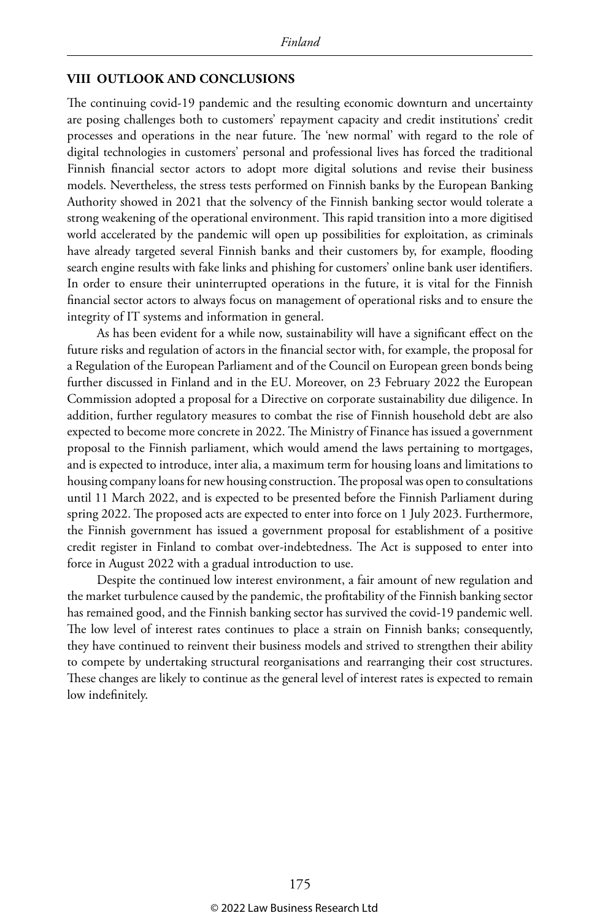## VIII OUTLOOK AND CONCLUSIONS

The continuing covid-19 pandemic and the resulting economic downturn and uncertainty are posing challenges both to customers' repayment capacity and credit institutions' credit processes and operations in the near future. The 'new normal' with regard to the role of digital technologies in customers' personal and professional lives has forced the traditional Finnish financial sector actors to adopt more digital solutions and revise their business models. Nevertheless, the stress tests performed on Finnish banks by the European Banking Authority showed in 2021 that the solvency of the Finnish banking sector would tolerate a strong weakening of the operational environment. This rapid transition into a more digitised world accelerated by the pandemic will open up possibilities for exploitation, as criminals have already targeted several Finnish banks and their customers by, for example, flooding search engine results with fake links and phishing for customers' online bank user identifiers. In order to ensure their uninterrupted operations in the future, it is vital for the Finnish financial sector actors to always focus on management of operational risks and to ensure the integrity of IT systems and information in general.

As has been evident for a while now, sustainability will have a significant effect on the future risks and regulation of actors in the financial sector with, for example, the proposal for a Regulation of the European Parliament and of the Council on European green bonds being further discussed in Finland and in the EU. Moreover, on 23 February 2022 the European Commission adopted a proposal for a Directive on corporate sustainability due diligence. In addition, further regulatory measures to combat the rise of Finnish household debt are also expected to become more concrete in 2022. The Ministry of Finance has issued a government proposal to the Finnish parliament, which would amend the laws pertaining to mortgages, and is expected to introduce, inter alia, a maximum term for housing loans and limitations to housing company loans for new housing construction. The proposal was open to consultations until 11 March 2022, and is expected to be presented before the Finnish Parliament during spring 2022. The proposed acts are expected to enter into force on 1 July 2023. Furthermore, the Finnish government has issued a government proposal for establishment of a positive credit register in Finland to combat over-indebtedness. The Act is supposed to enter into force in August 2022 with a gradual introduction to use.

Despite the continued low interest environment, a fair amount of new regulation and the market turbulence caused by the pandemic, the profitability of the Finnish banking sector has remained good, and the Finnish banking sector has survived the covid-19 pandemic well. The low level of interest rates continues to place a strain on Finnish banks; consequently, they have continued to reinvent their business models and strived to strengthen their ability to compete by undertaking structural reorganisations and rearranging their cost structures. These changes are likely to continue as the general level of interest rates is expected to remain low indefinitely.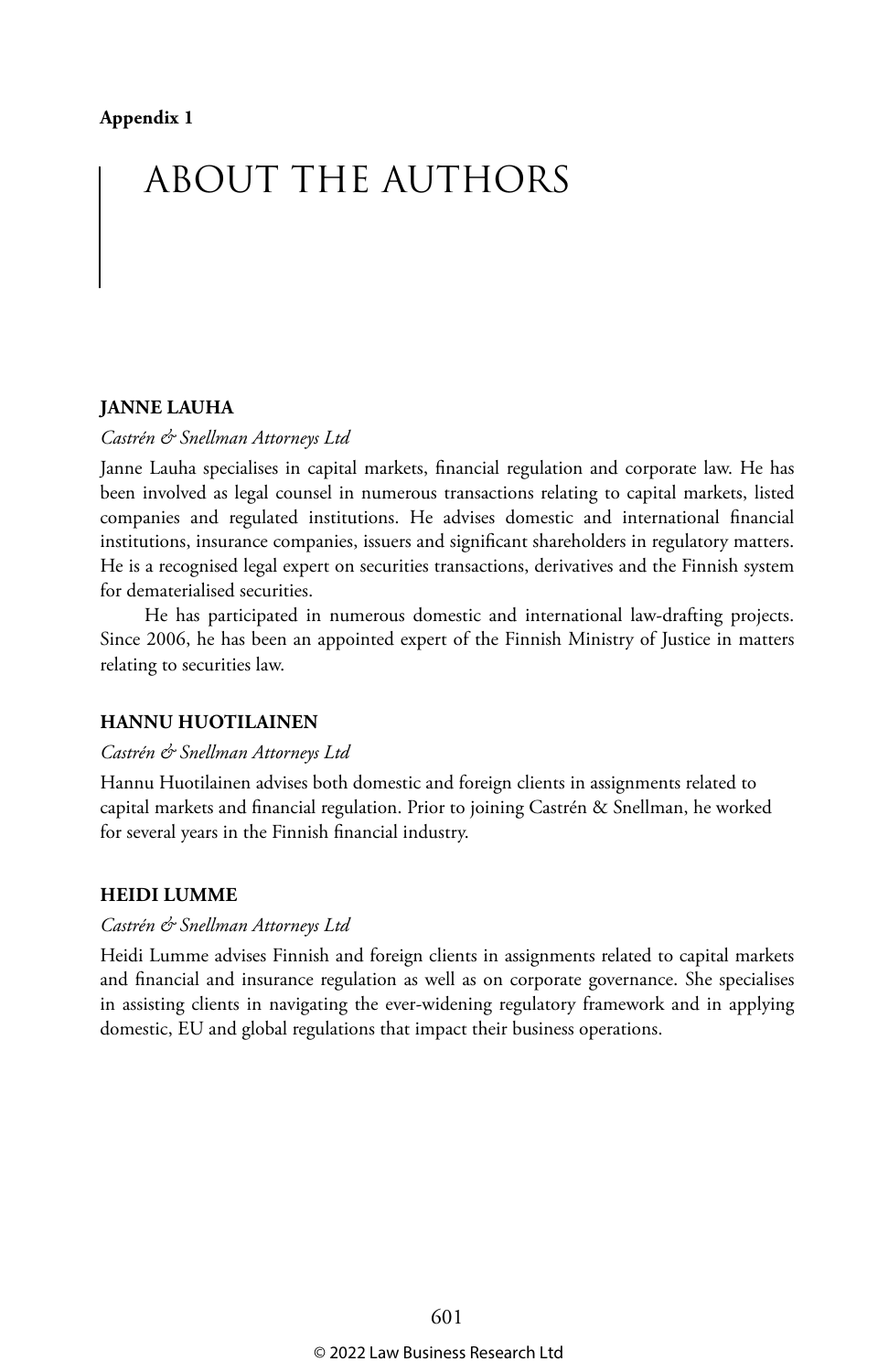**Appendix 1**

# ABOUT THE AUTHORS

## JANNE LAUHA

*Castrén & Snellman Attorneys Ltd*

Janne Lauha specialises in capital markets, financial regulation and corporate law. He has been involved as legal counsel in numerous transactions relating to capital markets, listed companies and regulated institutions. He advises domestic and international financial institutions, insurance companies, issuers and significant shareholders in regulatory matters. He is a recognised legal expert on securities transactions, derivatives and the Finnish system for dematerialised securities.

He has participated in numerous domestic and international law-drafting projects. Since 2006, he has been an appointed expert of the Finnish Ministry of Justice in matters relating to securities law.

## HANNU HUOTILAINEN

*Castrén & Snellman Attorneys Ltd*

Hannu Huotilainen advises both domestic and foreign clients in assignments related to capital markets and financial regulation. Prior to joining Castrén & Snellman, he worked for several years in the Finnish financial industry.

## HEIDI LUMME

*Castrén & Snellman Attorneys Ltd*

Heidi Lumme advises Finnish and foreign clients in assignments related to capital markets and financial and insurance regulation as well as on corporate governance. She specialises in assisting clients in navigating the ever-widening regulatory framework and in applying domestic, EU and global regulations that impact their business operations.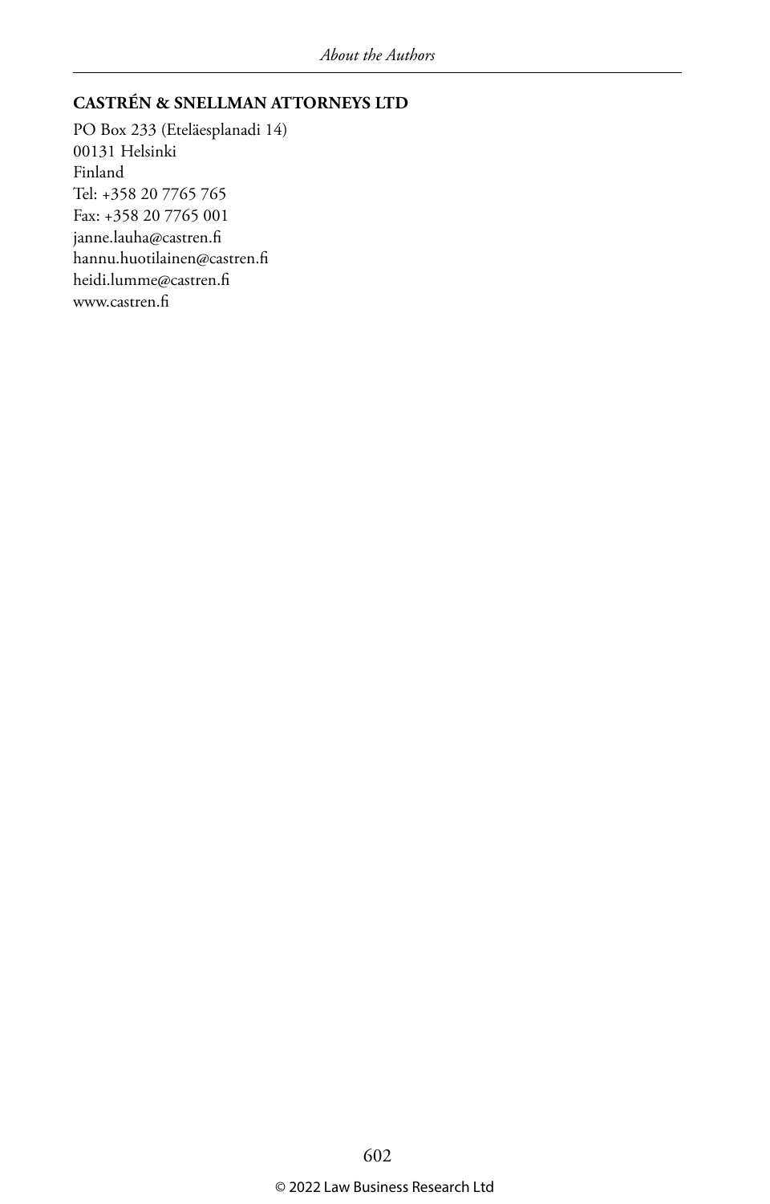**CASTRÉN & SNELLMAN ATTORNEYS LTD**

PO Box 233 (Eteläesplanadi 14)
00131 Helsinki
Finland
Tel: +358 20 7765 765
Fax: +358 20 7765 001
janne.lauha@castren.fi
hannu.huotilainen@castren.fi
heidi.lumme@castren.fi
www.castren.fi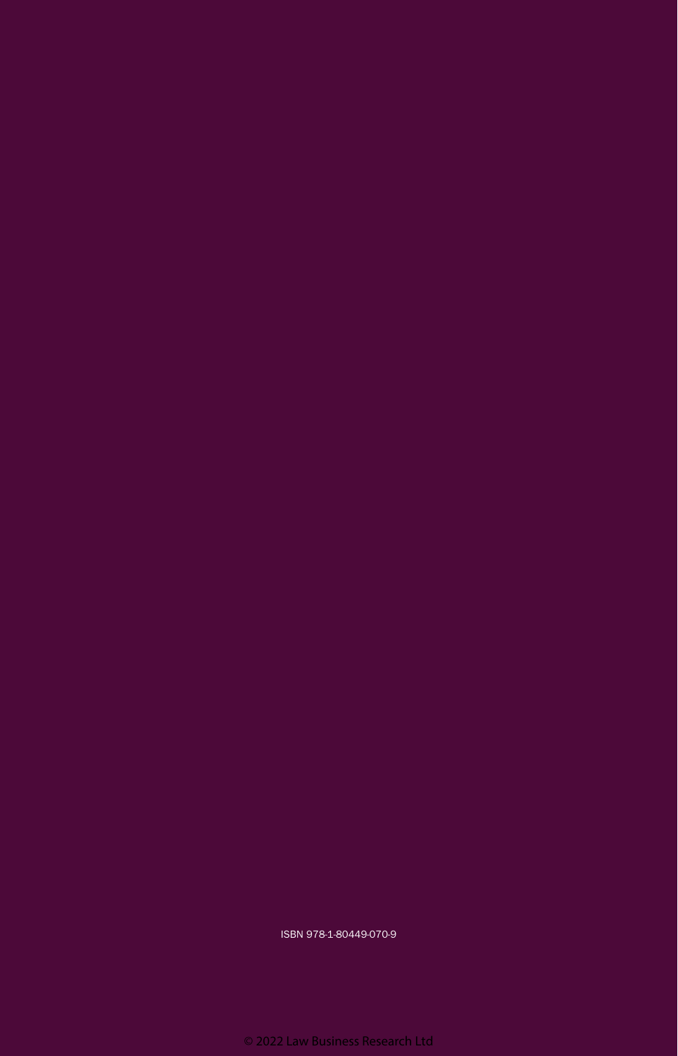ISBN 978-1-80449-070-9

© 2022 Law Business Research Ltd